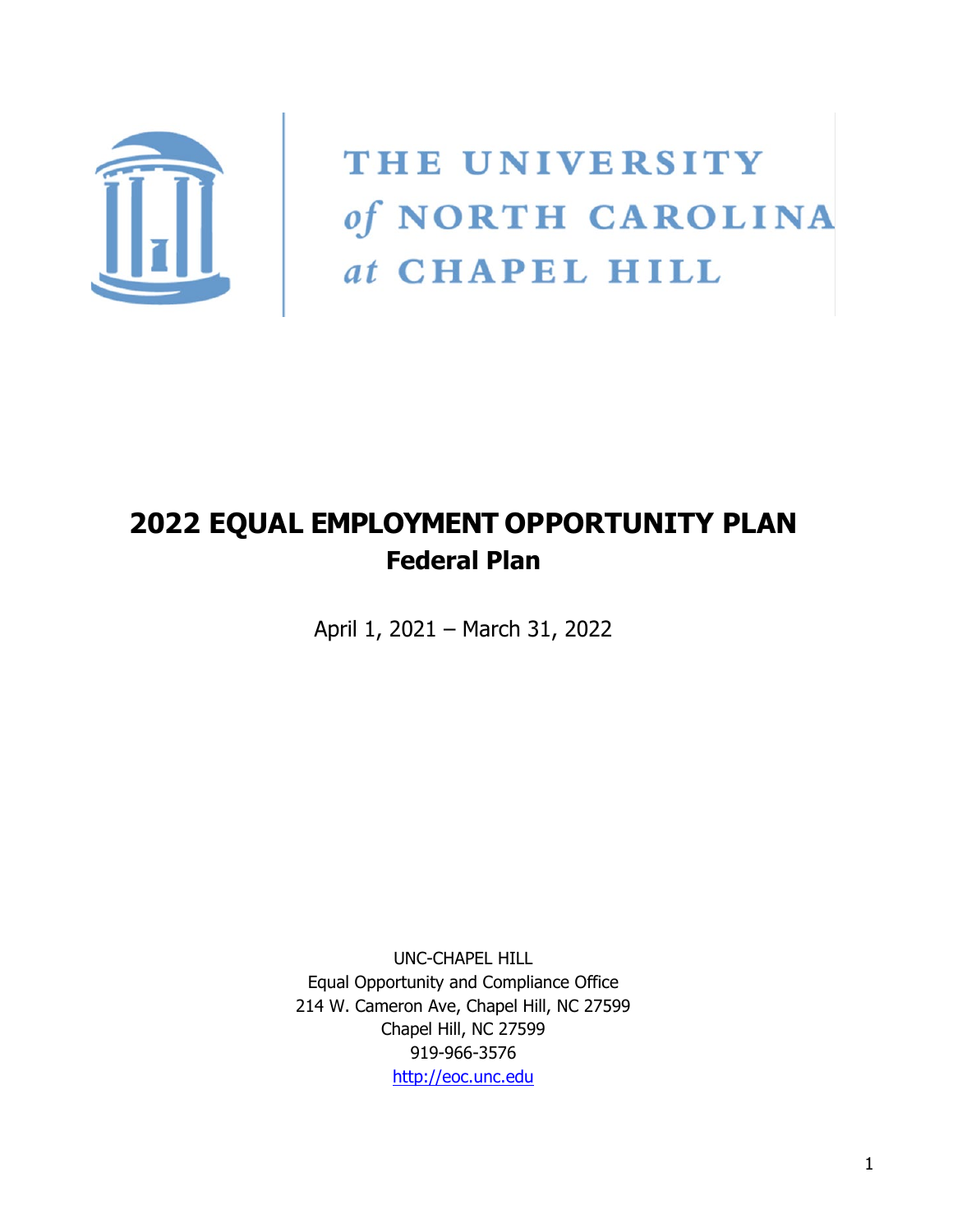THE UNIVERSITY
*of* NORTH CAROLINA
*at* CHAPEL HILL

# 2022 EQUAL EMPLOYMENT OPPORTUNITY PLAN
## Federal Plan

April 1, 2021 – March 31, 2022

UNC-CHAPEL HILL
Equal Opportunity and Compliance Office
214 W. Cameron Ave, Chapel Hill, NC 27599
Chapel Hill, NC 27599
919-966-3576
http://eoc.unc.edu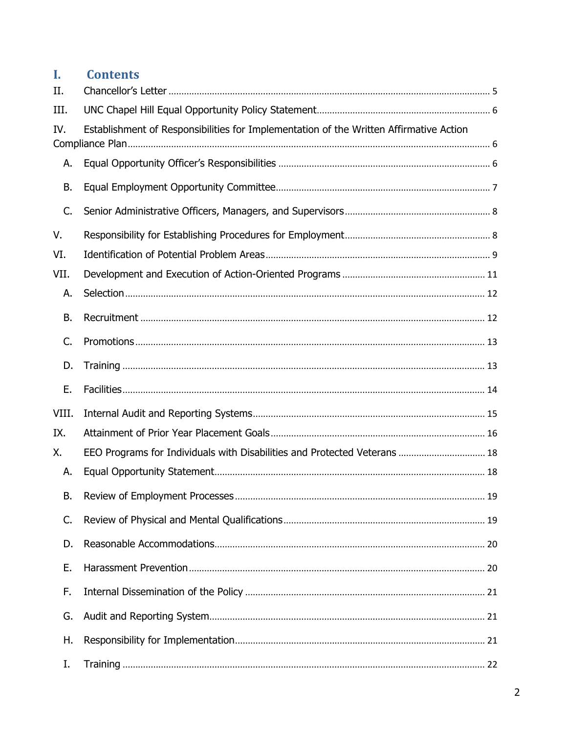# I. Contents

II. Chancellor's Letter ..... 5

III. UNC Chapel Hill Equal Opportunity Policy Statement ..... 6

IV. Establishment of Responsibilities for Implementation of the Written Affirmative Action Compliance Plan ..... 6

- A. Equal Opportunity Officer's Responsibilities ..... 6
- B. Equal Employment Opportunity Committee ..... 7
- C. Senior Administrative Officers, Managers, and Supervisors ..... 8

V. Responsibility for Establishing Procedures for Employment ..... 8

VI. Identification of Potential Problem Areas ..... 9

VII. Development and Execution of Action-Oriented Programs ..... 11

- A. Selection ..... 12
- B. Recruitment ..... 12
- C. Promotions ..... 13
- D. Training ..... 13
- E. Facilities ..... 14

VIII. Internal Audit and Reporting Systems ..... 15

IX. Attainment of Prior Year Placement Goals ..... 16

X. EEO Programs for Individuals with Disabilities and Protected Veterans ..... 18

- A. Equal Opportunity Statement ..... 18
- B. Review of Employment Processes ..... 19
- C. Review of Physical and Mental Qualifications ..... 19
- D. Reasonable Accommodations ..... 20
- E. Harassment Prevention ..... 20
- F. Internal Dissemination of the Policy ..... 21
- G. Audit and Reporting System ..... 21
- H. Responsibility for Implementation ..... 21
- I. Training ..... 22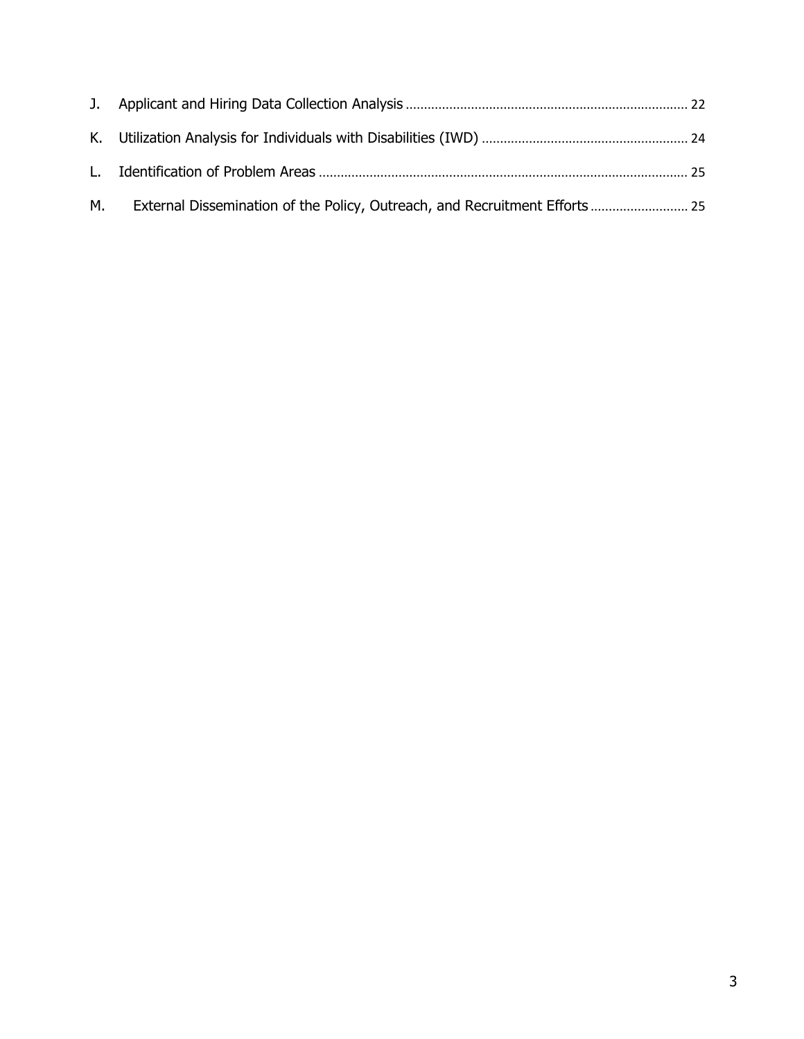J. Applicant and Hiring Data Collection Analysis ............................................................................ 22

K. Utilization Analysis for Individuals with Disabilities (IWD) ........................................................ 24

L. Identification of Problem Areas ..................................................................................................... 25

M. External Dissemination of the Policy, Outreach, and Recruitment Efforts .......................... 25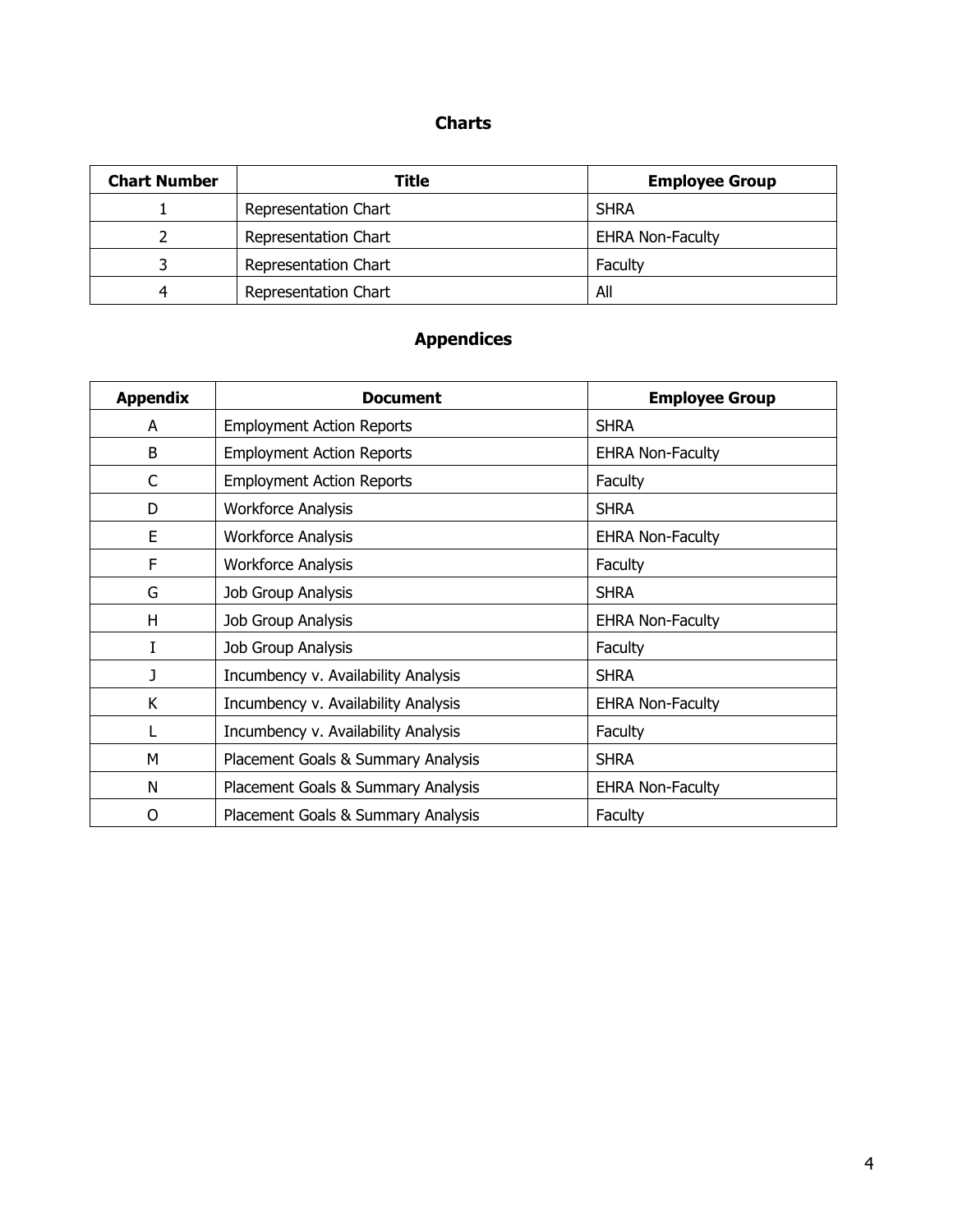## Charts

| Chart Number | Title | Employee Group |
|---|---|---|
| 1 | Representation Chart | SHRA |
| 2 | Representation Chart | EHRA Non-Faculty |
| 3 | Representation Chart | Faculty |
| 4 | Representation Chart | All |

## Appendices

| Appendix | Document | Employee Group |
|---|---|---|
| A | Employment Action Reports | SHRA |
| B | Employment Action Reports | EHRA Non-Faculty |
| C | Employment Action Reports | Faculty |
| D | Workforce Analysis | SHRA |
| E | Workforce Analysis | EHRA Non-Faculty |
| F | Workforce Analysis | Faculty |
| G | Job Group Analysis | SHRA |
| H | Job Group Analysis | EHRA Non-Faculty |
| I | Job Group Analysis | Faculty |
| J | Incumbency v. Availability Analysis | SHRA |
| K | Incumbency v. Availability Analysis | EHRA Non-Faculty |
| L | Incumbency v. Availability Analysis | Faculty |
| M | Placement Goals & Summary Analysis | SHRA |
| N | Placement Goals & Summary Analysis | EHRA Non-Faculty |
| O | Placement Goals & Summary Analysis | Faculty |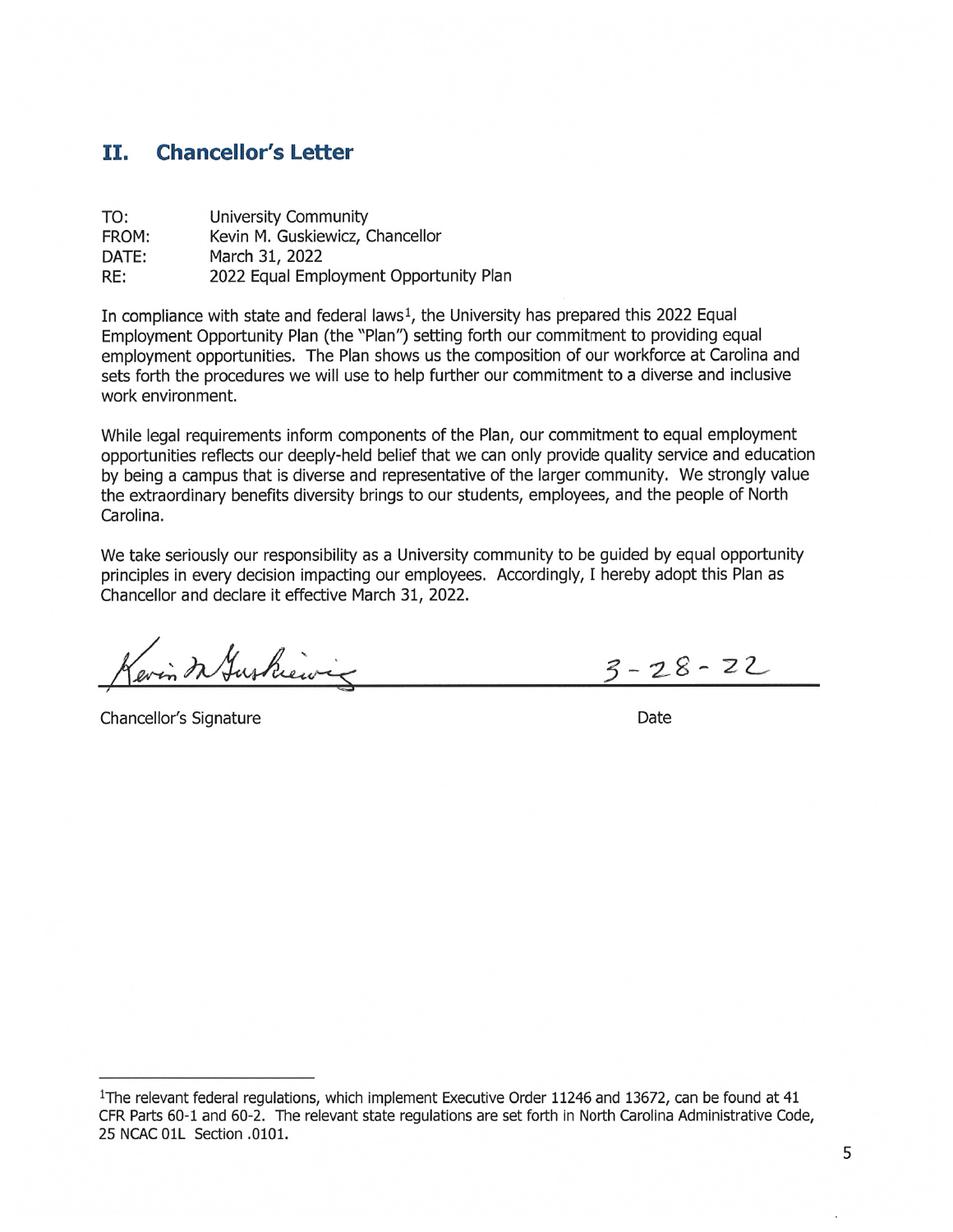## II. Chancellor's Letter

TO: University Community
FROM: Kevin M. Guskiewicz, Chancellor
DATE: March 31, 2022
RE: 2022 Equal Employment Opportunity Plan

In compliance with state and federal laws[1], the University has prepared this 2022 Equal Employment Opportunity Plan (the "Plan") setting forth our commitment to providing equal employment opportunities. The Plan shows us the composition of our workforce at Carolina and sets forth the procedures we will use to help further our commitment to a diverse and inclusive work environment.

While legal requirements inform components of the Plan, our commitment to equal employment opportunities reflects our deeply-held belief that we can only provide quality service and education by being a campus that is diverse and representative of the larger community. We strongly value the extraordinary benefits diversity brings to our students, employees, and the people of North Carolina.

We take seriously our responsibility as a University community to be guided by equal opportunity principles in every decision impacting our employees. Accordingly, I hereby adopt this Plan as Chancellor and declare it effective March 31, 2022.

Kevin M. Guskiewicz — 3-28-22

Chancellor's Signature — Date

---

[1]The relevant federal regulations, which implement Executive Order 11246 and 13672, can be found at 41 CFR Parts 60-1 and 60-2. The relevant state regulations are set forth in North Carolina Administrative Code, 25 NCAC 01L Section .0101.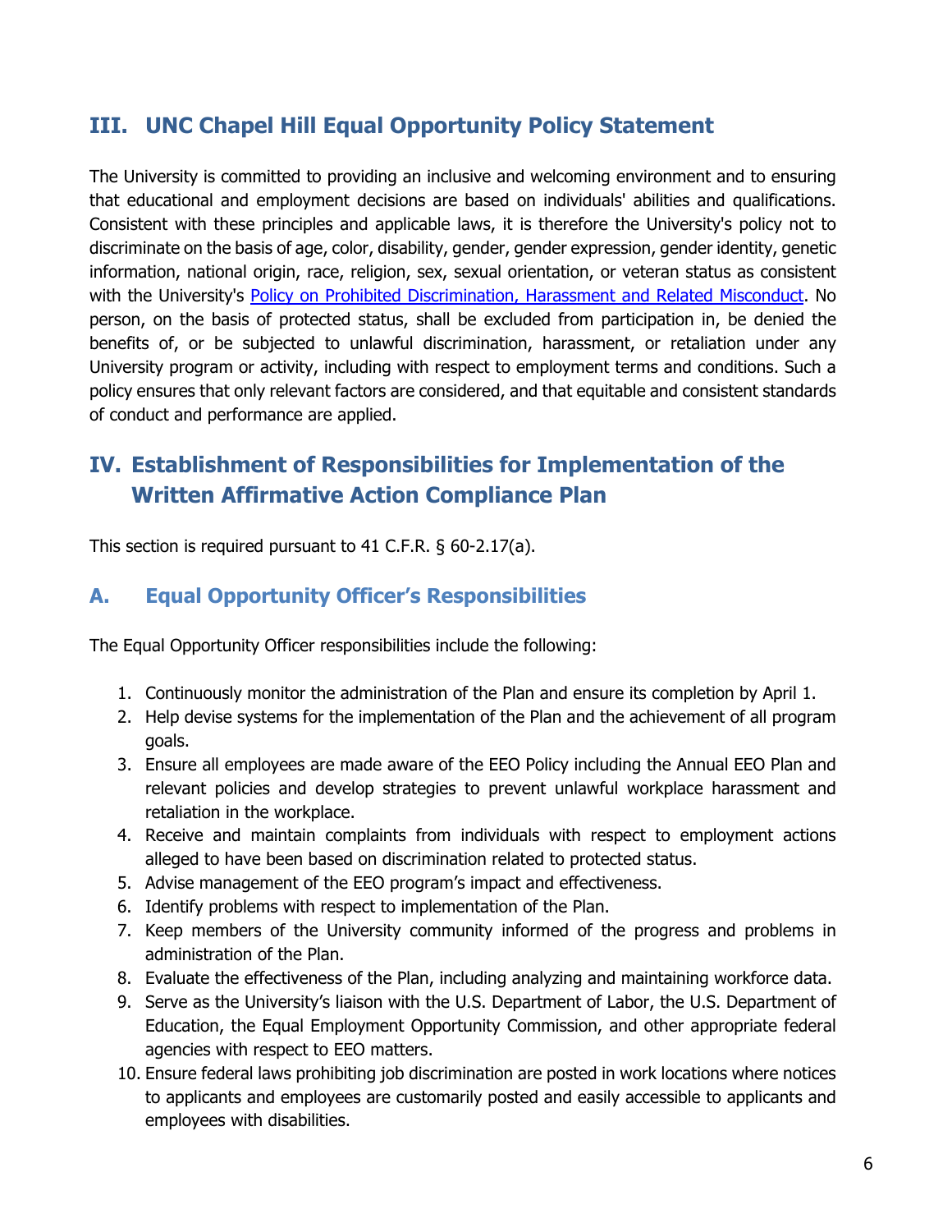## III. UNC Chapel Hill Equal Opportunity Policy Statement

The University is committed to providing an inclusive and welcoming environment and to ensuring that educational and employment decisions are based on individuals' abilities and qualifications. Consistent with these principles and applicable laws, it is therefore the University's policy not to discriminate on the basis of age, color, disability, gender, gender expression, gender identity, genetic information, national origin, race, religion, sex, sexual orientation, or veteran status as consistent with the University's Policy on Prohibited Discrimination, Harassment and Related Misconduct. No person, on the basis of protected status, shall be excluded from participation in, be denied the benefits of, or be subjected to unlawful discrimination, harassment, or retaliation under any University program or activity, including with respect to employment terms and conditions. Such a policy ensures that only relevant factors are considered, and that equitable and consistent standards of conduct and performance are applied.

## IV. Establishment of Responsibilities for Implementation of the Written Affirmative Action Compliance Plan

This section is required pursuant to 41 C.F.R. § 60-2.17(a).

### A. Equal Opportunity Officer's Responsibilities

The Equal Opportunity Officer responsibilities include the following:

1. Continuously monitor the administration of the Plan and ensure its completion by April 1.
2. Help devise systems for the implementation of the Plan and the achievement of all program goals.
3. Ensure all employees are made aware of the EEO Policy including the Annual EEO Plan and relevant policies and develop strategies to prevent unlawful workplace harassment and retaliation in the workplace.
4. Receive and maintain complaints from individuals with respect to employment actions alleged to have been based on discrimination related to protected status.
5. Advise management of the EEO program's impact and effectiveness.
6. Identify problems with respect to implementation of the Plan.
7. Keep members of the University community informed of the progress and problems in administration of the Plan.
8. Evaluate the effectiveness of the Plan, including analyzing and maintaining workforce data.
9. Serve as the University's liaison with the U.S. Department of Labor, the U.S. Department of Education, the Equal Employment Opportunity Commission, and other appropriate federal agencies with respect to EEO matters.
10. Ensure federal laws prohibiting job discrimination are posted in work locations where notices to applicants and employees are customarily posted and easily accessible to applicants and employees with disabilities.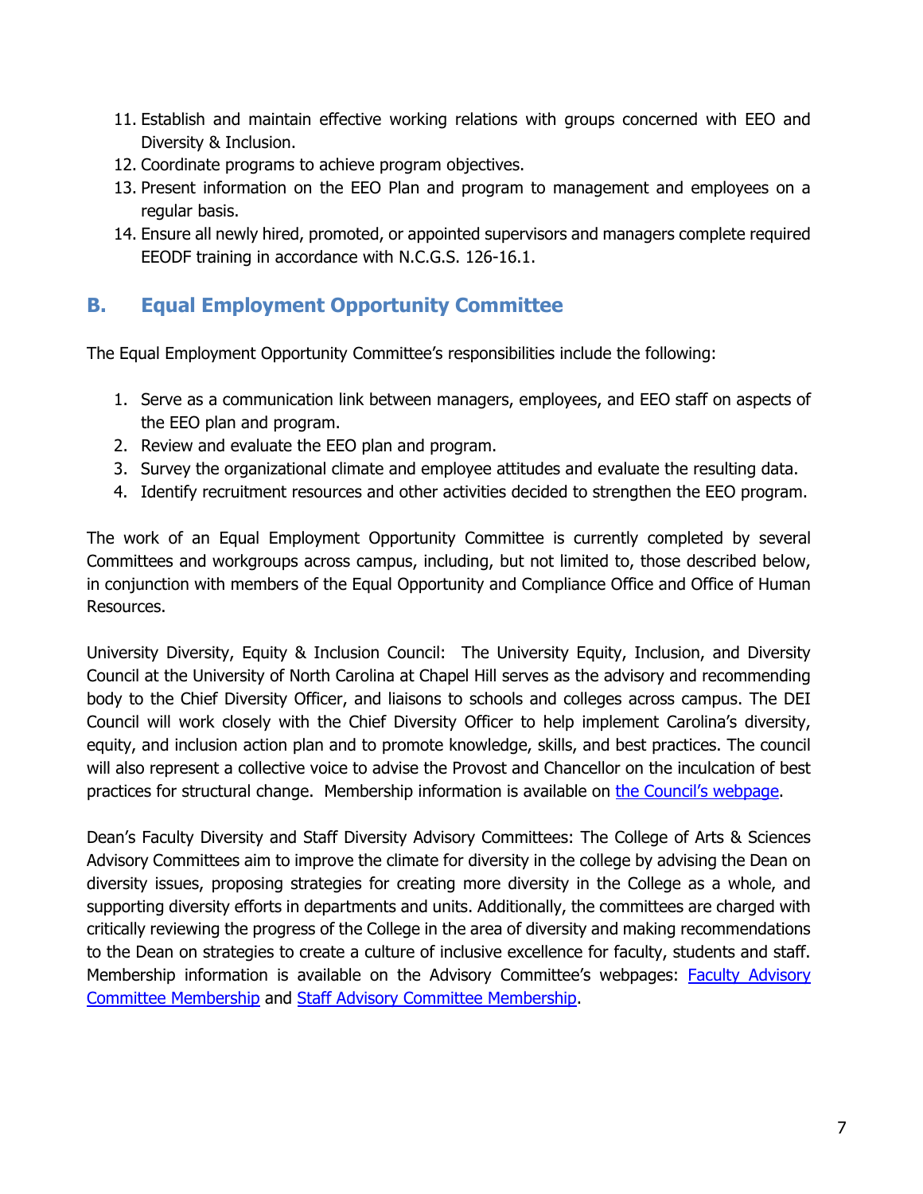11. Establish and maintain effective working relations with groups concerned with EEO and Diversity & Inclusion.
12. Coordinate programs to achieve program objectives.
13. Present information on the EEO Plan and program to management and employees on a regular basis.
14. Ensure all newly hired, promoted, or appointed supervisors and managers complete required EEODF training in accordance with N.C.G.S. 126-16.1.

## B. Equal Employment Opportunity Committee

The Equal Employment Opportunity Committee's responsibilities include the following:

1. Serve as a communication link between managers, employees, and EEO staff on aspects of the EEO plan and program.
2. Review and evaluate the EEO plan and program.
3. Survey the organizational climate and employee attitudes and evaluate the resulting data.
4. Identify recruitment resources and other activities decided to strengthen the EEO program.

The work of an Equal Employment Opportunity Committee is currently completed by several Committees and workgroups across campus, including, but not limited to, those described below, in conjunction with members of the Equal Opportunity and Compliance Office and Office of Human Resources.

University Diversity, Equity & Inclusion Council: The University Equity, Inclusion, and Diversity Council at the University of North Carolina at Chapel Hill serves as the advisory and recommending body to the Chief Diversity Officer, and liaisons to schools and colleges across campus. The DEI Council will work closely with the Chief Diversity Officer to help implement Carolina's diversity, equity, and inclusion action plan and to promote knowledge, skills, and best practices. The council will also represent a collective voice to advise the Provost and Chancellor on the inculcation of best practices for structural change. Membership information is available on the Council's webpage.

Dean's Faculty Diversity and Staff Diversity Advisory Committees: The College of Arts & Sciences Advisory Committees aim to improve the climate for diversity in the college by advising the Dean on diversity issues, proposing strategies for creating more diversity in the College as a whole, and supporting diversity efforts in departments and units. Additionally, the committees are charged with critically reviewing the progress of the College in the area of diversity and making recommendations to the Dean on strategies to create a culture of inclusive excellence for faculty, students and staff. Membership information is available on the Advisory Committee's webpages: Faculty Advisory Committee Membership and Staff Advisory Committee Membership.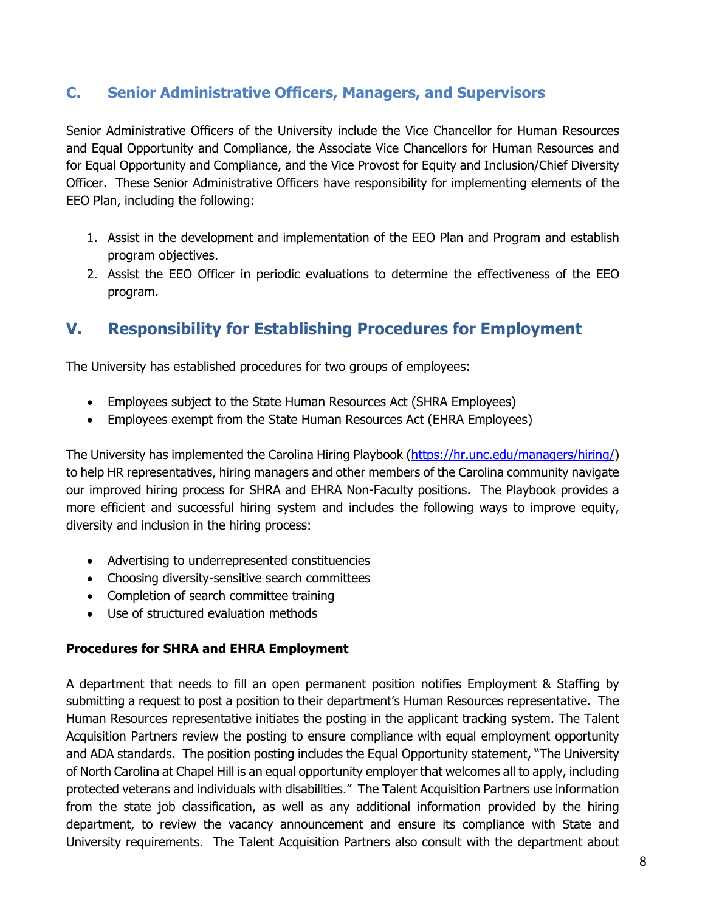### C. Senior Administrative Officers, Managers, and Supervisors

Senior Administrative Officers of the University include the Vice Chancellor for Human Resources and Equal Opportunity and Compliance, the Associate Vice Chancellors for Human Resources and for Equal Opportunity and Compliance, and the Vice Provost for Equity and Inclusion/Chief Diversity Officer. These Senior Administrative Officers have responsibility for implementing elements of the EEO Plan, including the following:

1. Assist in the development and implementation of the EEO Plan and Program and establish program objectives.
2. Assist the EEO Officer in periodic evaluations to determine the effectiveness of the EEO program.

## V. Responsibility for Establishing Procedures for Employment

The University has established procedures for two groups of employees:

- Employees subject to the State Human Resources Act (SHRA Employees)
- Employees exempt from the State Human Resources Act (EHRA Employees)

The University has implemented the Carolina Hiring Playbook (https://hr.unc.edu/managers/hiring/) to help HR representatives, hiring managers and other members of the Carolina community navigate our improved hiring process for SHRA and EHRA Non-Faculty positions. The Playbook provides a more efficient and successful hiring system and includes the following ways to improve equity, diversity and inclusion in the hiring process:

- Advertising to underrepresented constituencies
- Choosing diversity-sensitive search committees
- Completion of search committee training
- Use of structured evaluation methods

**Procedures for SHRA and EHRA Employment**

A department that needs to fill an open permanent position notifies Employment & Staffing by submitting a request to post a position to their department's Human Resources representative. The Human Resources representative initiates the posting in the applicant tracking system. The Talent Acquisition Partners review the posting to ensure compliance with equal employment opportunity and ADA standards. The position posting includes the Equal Opportunity statement, "The University of North Carolina at Chapel Hill is an equal opportunity employer that welcomes all to apply, including protected veterans and individuals with disabilities." The Talent Acquisition Partners use information from the state job classification, as well as any additional information provided by the hiring department, to review the vacancy announcement and ensure its compliance with State and University requirements. The Talent Acquisition Partners also consult with the department about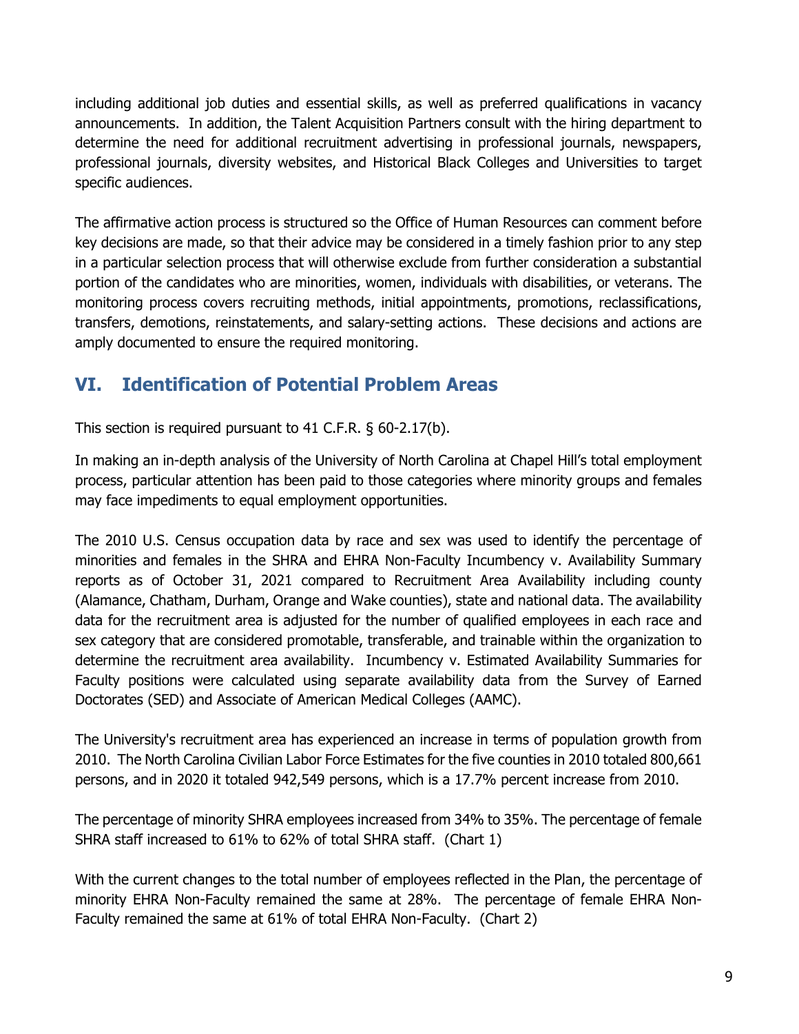including additional job duties and essential skills, as well as preferred qualifications in vacancy announcements. In addition, the Talent Acquisition Partners consult with the hiring department to determine the need for additional recruitment advertising in professional journals, newspapers, professional journals, diversity websites, and Historical Black Colleges and Universities to target specific audiences.

The affirmative action process is structured so the Office of Human Resources can comment before key decisions are made, so that their advice may be considered in a timely fashion prior to any step in a particular selection process that will otherwise exclude from further consideration a substantial portion of the candidates who are minorities, women, individuals with disabilities, or veterans. The monitoring process covers recruiting methods, initial appointments, promotions, reclassifications, transfers, demotions, reinstatements, and salary-setting actions. These decisions and actions are amply documented to ensure the required monitoring.

## VI. Identification of Potential Problem Areas

This section is required pursuant to 41 C.F.R. § 60-2.17(b).

In making an in-depth analysis of the University of North Carolina at Chapel Hill's total employment process, particular attention has been paid to those categories where minority groups and females may face impediments to equal employment opportunities.

The 2010 U.S. Census occupation data by race and sex was used to identify the percentage of minorities and females in the SHRA and EHRA Non-Faculty Incumbency v. Availability Summary reports as of October 31, 2021 compared to Recruitment Area Availability including county (Alamance, Chatham, Durham, Orange and Wake counties), state and national data. The availability data for the recruitment area is adjusted for the number of qualified employees in each race and sex category that are considered promotable, transferable, and trainable within the organization to determine the recruitment area availability. Incumbency v. Estimated Availability Summaries for Faculty positions were calculated using separate availability data from the Survey of Earned Doctorates (SED) and Associate of American Medical Colleges (AAMC).

The University's recruitment area has experienced an increase in terms of population growth from 2010. The North Carolina Civilian Labor Force Estimates for the five counties in 2010 totaled 800,661 persons, and in 2020 it totaled 942,549 persons, which is a 17.7% percent increase from 2010.

The percentage of minority SHRA employees increased from 34% to 35%. The percentage of female SHRA staff increased to 61% to 62% of total SHRA staff. (Chart 1)

With the current changes to the total number of employees reflected in the Plan, the percentage of minority EHRA Non-Faculty remained the same at 28%. The percentage of female EHRA Non-Faculty remained the same at 61% of total EHRA Non-Faculty. (Chart 2)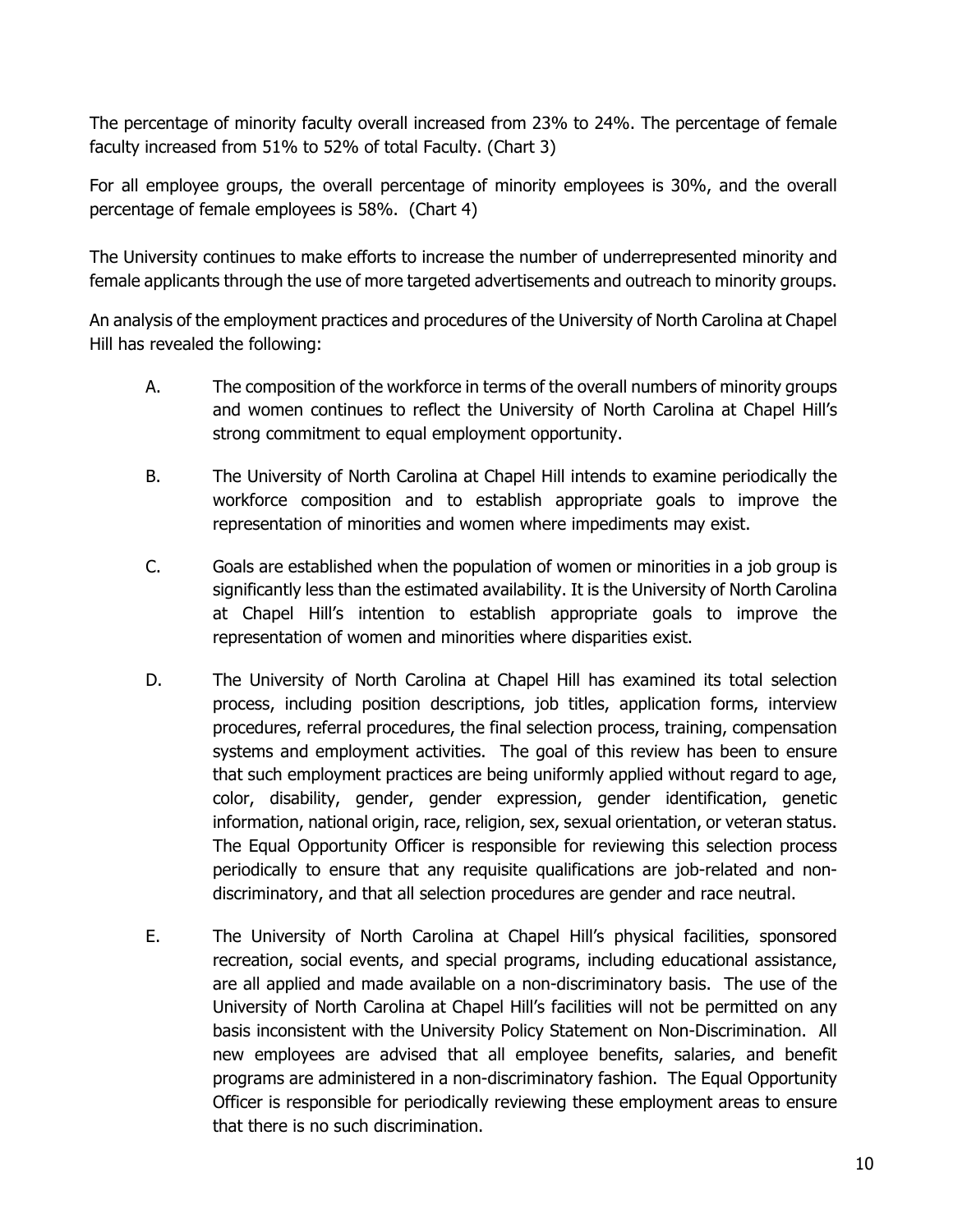The percentage of minority faculty overall increased from 23% to 24%. The percentage of female faculty increased from 51% to 52% of total Faculty. (Chart 3)

For all employee groups, the overall percentage of minority employees is 30%, and the overall percentage of female employees is 58%. (Chart 4)

The University continues to make efforts to increase the number of underrepresented minority and female applicants through the use of more targeted advertisements and outreach to minority groups.

An analysis of the employment practices and procedures of the University of North Carolina at Chapel Hill has revealed the following:

A. The composition of the workforce in terms of the overall numbers of minority groups and women continues to reflect the University of North Carolina at Chapel Hill's strong commitment to equal employment opportunity.

B. The University of North Carolina at Chapel Hill intends to examine periodically the workforce composition and to establish appropriate goals to improve the representation of minorities and women where impediments may exist.

C. Goals are established when the population of women or minorities in a job group is significantly less than the estimated availability. It is the University of North Carolina at Chapel Hill's intention to establish appropriate goals to improve the representation of women and minorities where disparities exist.

D. The University of North Carolina at Chapel Hill has examined its total selection process, including position descriptions, job titles, application forms, interview procedures, referral procedures, the final selection process, training, compensation systems and employment activities. The goal of this review has been to ensure that such employment practices are being uniformly applied without regard to age, color, disability, gender, gender expression, gender identification, genetic information, national origin, race, religion, sex, sexual orientation, or veteran status. The Equal Opportunity Officer is responsible for reviewing this selection process periodically to ensure that any requisite qualifications are job-related and non-discriminatory, and that all selection procedures are gender and race neutral.

E. The University of North Carolina at Chapel Hill's physical facilities, sponsored recreation, social events, and special programs, including educational assistance, are all applied and made available on a non-discriminatory basis. The use of the University of North Carolina at Chapel Hill's facilities will not be permitted on any basis inconsistent with the University Policy Statement on Non-Discrimination. All new employees are advised that all employee benefits, salaries, and benefit programs are administered in a non-discriminatory fashion. The Equal Opportunity Officer is responsible for periodically reviewing these employment areas to ensure that there is no such discrimination.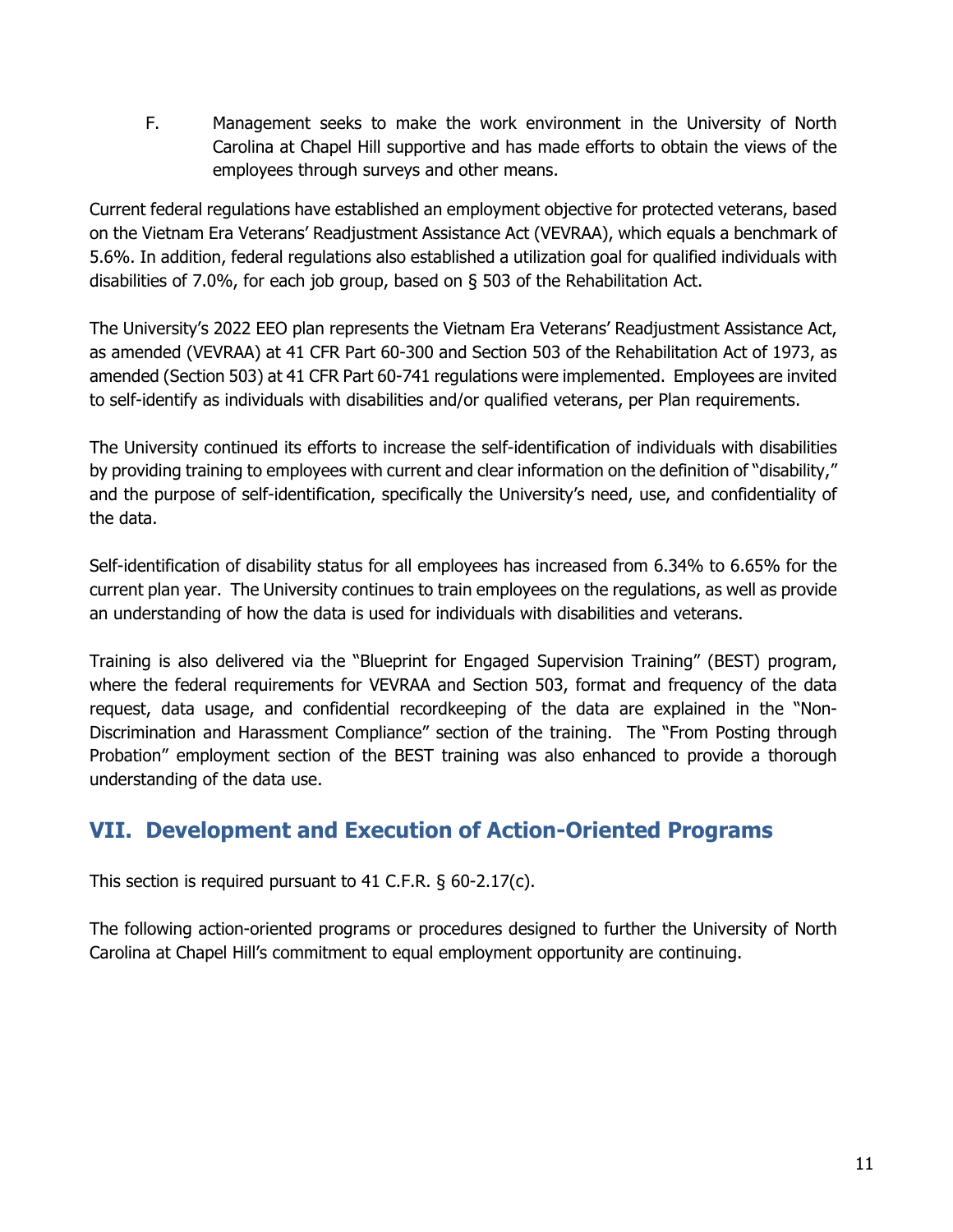F. Management seeks to make the work environment in the University of North Carolina at Chapel Hill supportive and has made efforts to obtain the views of the employees through surveys and other means.

Current federal regulations have established an employment objective for protected veterans, based on the Vietnam Era Veterans' Readjustment Assistance Act (VEVRAA), which equals a benchmark of 5.6%. In addition, federal regulations also established a utilization goal for qualified individuals with disabilities of 7.0%, for each job group, based on § 503 of the Rehabilitation Act.

The University's 2022 EEO plan represents the Vietnam Era Veterans' Readjustment Assistance Act, as amended (VEVRAA) at 41 CFR Part 60-300 and Section 503 of the Rehabilitation Act of 1973, as amended (Section 503) at 41 CFR Part 60-741 regulations were implemented. Employees are invited to self-identify as individuals with disabilities and/or qualified veterans, per Plan requirements.

The University continued its efforts to increase the self-identification of individuals with disabilities by providing training to employees with current and clear information on the definition of "disability," and the purpose of self-identification, specifically the University's need, use, and confidentiality of the data.

Self-identification of disability status for all employees has increased from 6.34% to 6.65% for the current plan year. The University continues to train employees on the regulations, as well as provide an understanding of how the data is used for individuals with disabilities and veterans.

Training is also delivered via the "Blueprint for Engaged Supervision Training" (BEST) program, where the federal requirements for VEVRAA and Section 503, format and frequency of the data request, data usage, and confidential recordkeeping of the data are explained in the "Non-Discrimination and Harassment Compliance" section of the training. The "From Posting through Probation" employment section of the BEST training was also enhanced to provide a thorough understanding of the data use.

## VII. Development and Execution of Action-Oriented Programs

This section is required pursuant to 41 C.F.R. § 60-2.17(c).

The following action-oriented programs or procedures designed to further the University of North Carolina at Chapel Hill's commitment to equal employment opportunity are continuing.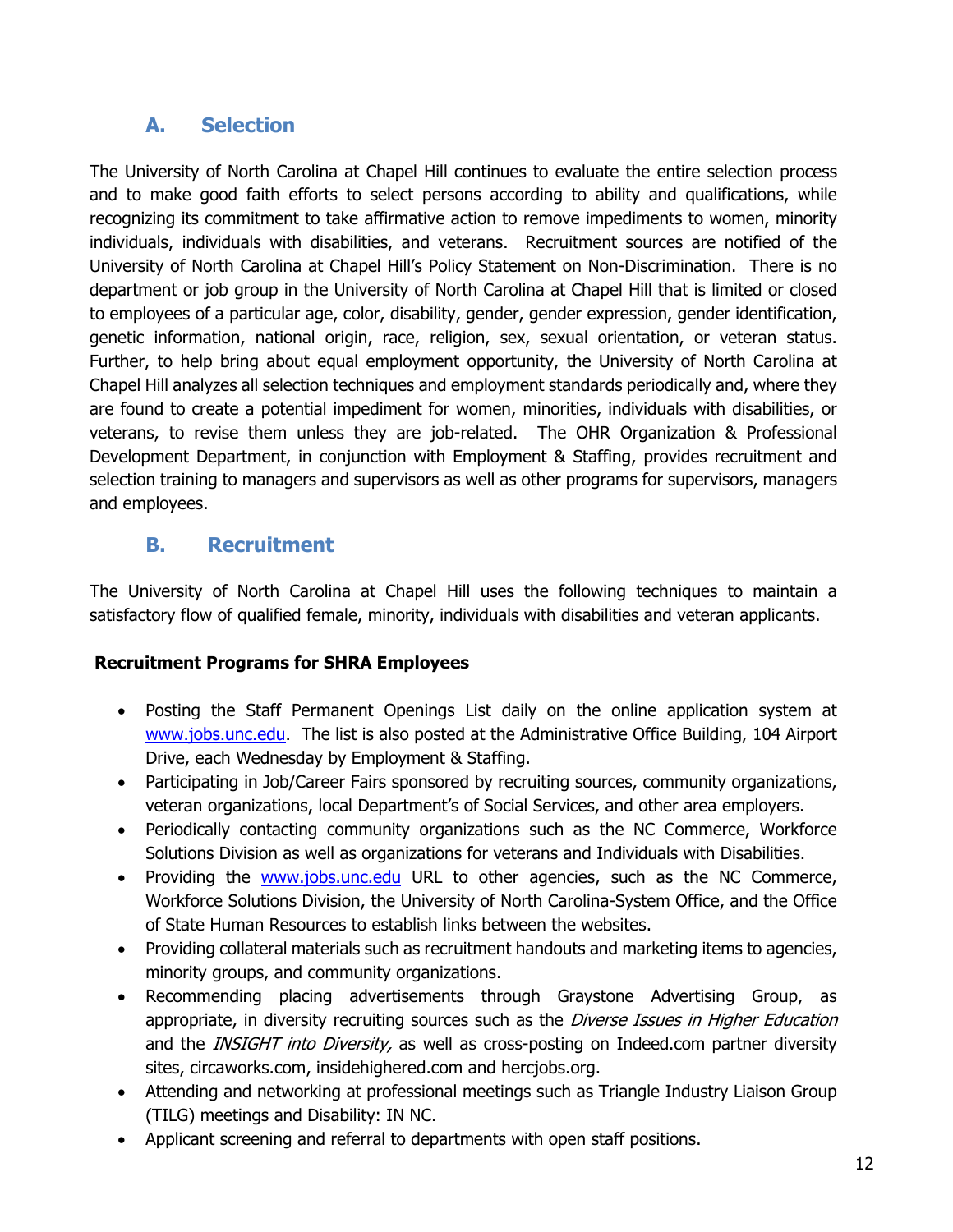## A. Selection

The University of North Carolina at Chapel Hill continues to evaluate the entire selection process and to make good faith efforts to select persons according to ability and qualifications, while recognizing its commitment to take affirmative action to remove impediments to women, minority individuals, individuals with disabilities, and veterans. Recruitment sources are notified of the University of North Carolina at Chapel Hill's Policy Statement on Non-Discrimination. There is no department or job group in the University of North Carolina at Chapel Hill that is limited or closed to employees of a particular age, color, disability, gender, gender expression, gender identification, genetic information, national origin, race, religion, sex, sexual orientation, or veteran status. Further, to help bring about equal employment opportunity, the University of North Carolina at Chapel Hill analyzes all selection techniques and employment standards periodically and, where they are found to create a potential impediment for women, minorities, individuals with disabilities, or veterans, to revise them unless they are job-related. The OHR Organization & Professional Development Department, in conjunction with Employment & Staffing, provides recruitment and selection training to managers and supervisors as well as other programs for supervisors, managers and employees.

## B. Recruitment

The University of North Carolina at Chapel Hill uses the following techniques to maintain a satisfactory flow of qualified female, minority, individuals with disabilities and veteran applicants.

**Recruitment Programs for SHRA Employees**

- Posting the Staff Permanent Openings List daily on the online application system at www.jobs.unc.edu. The list is also posted at the Administrative Office Building, 104 Airport Drive, each Wednesday by Employment & Staffing.
- Participating in Job/Career Fairs sponsored by recruiting sources, community organizations, veteran organizations, local Department's of Social Services, and other area employers.
- Periodically contacting community organizations such as the NC Commerce, Workforce Solutions Division as well as organizations for veterans and Individuals with Disabilities.
- Providing the www.jobs.unc.edu URL to other agencies, such as the NC Commerce, Workforce Solutions Division, the University of North Carolina-System Office, and the Office of State Human Resources to establish links between the websites.
- Providing collateral materials such as recruitment handouts and marketing items to agencies, minority groups, and community organizations.
- Recommending placing advertisements through Graystone Advertising Group, as appropriate, in diversity recruiting sources such as the *Diverse Issues in Higher Education* and the *INSIGHT into Diversity,* as well as cross-posting on Indeed.com partner diversity sites, circaworks.com, insidehighered.com and hercjobs.org.
- Attending and networking at professional meetings such as Triangle Industry Liaison Group (TILG) meetings and Disability: IN NC.
- Applicant screening and referral to departments with open staff positions.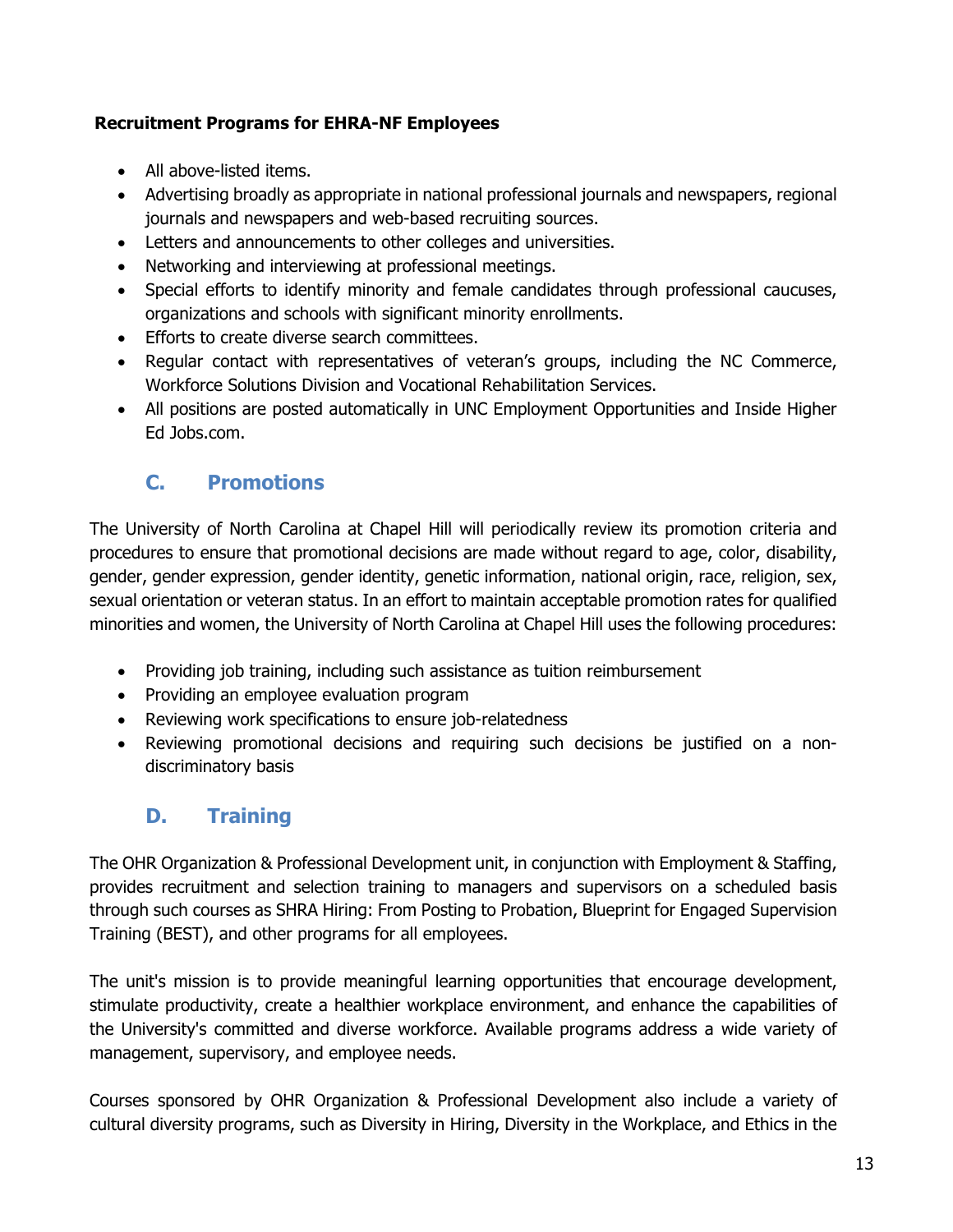**Recruitment Programs for EHRA-NF Employees**

- All above-listed items.
- Advertising broadly as appropriate in national professional journals and newspapers, regional journals and newspapers and web-based recruiting sources.
- Letters and announcements to other colleges and universities.
- Networking and interviewing at professional meetings.
- Special efforts to identify minority and female candidates through professional caucuses, organizations and schools with significant minority enrollments.
- Efforts to create diverse search committees.
- Regular contact with representatives of veteran's groups, including the NC Commerce, Workforce Solutions Division and Vocational Rehabilitation Services.
- All positions are posted automatically in UNC Employment Opportunities and Inside Higher Ed Jobs.com.

## C. Promotions

The University of North Carolina at Chapel Hill will periodically review its promotion criteria and procedures to ensure that promotional decisions are made without regard to age, color, disability, gender, gender expression, gender identity, genetic information, national origin, race, religion, sex, sexual orientation or veteran status. In an effort to maintain acceptable promotion rates for qualified minorities and women, the University of North Carolina at Chapel Hill uses the following procedures:

- Providing job training, including such assistance as tuition reimbursement
- Providing an employee evaluation program
- Reviewing work specifications to ensure job-relatedness
- Reviewing promotional decisions and requiring such decisions be justified on a non-discriminatory basis

## D. Training

The OHR Organization & Professional Development unit, in conjunction with Employment & Staffing, provides recruitment and selection training to managers and supervisors on a scheduled basis through such courses as SHRA Hiring: From Posting to Probation, Blueprint for Engaged Supervision Training (BEST), and other programs for all employees.

The unit's mission is to provide meaningful learning opportunities that encourage development, stimulate productivity, create a healthier workplace environment, and enhance the capabilities of the University's committed and diverse workforce. Available programs address a wide variety of management, supervisory, and employee needs.

Courses sponsored by OHR Organization & Professional Development also include a variety of cultural diversity programs, such as Diversity in Hiring, Diversity in the Workplace, and Ethics in the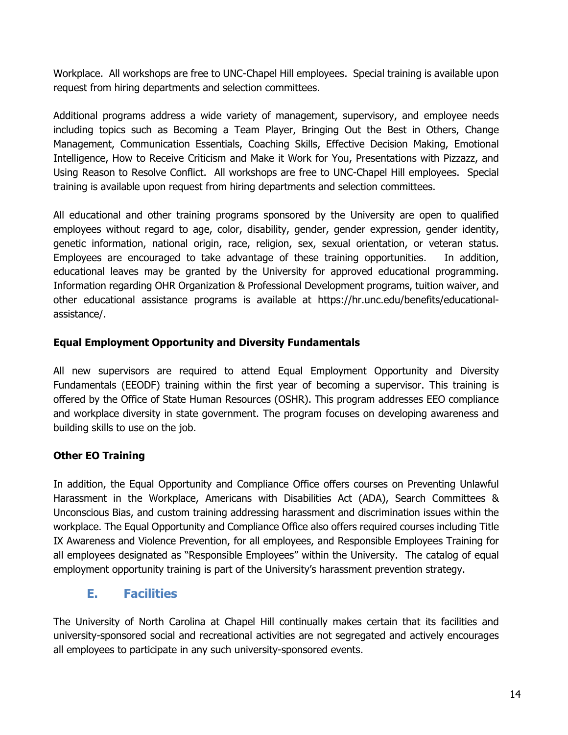Workplace. All workshops are free to UNC-Chapel Hill employees. Special training is available upon request from hiring departments and selection committees.

Additional programs address a wide variety of management, supervisory, and employee needs including topics such as Becoming a Team Player, Bringing Out the Best in Others, Change Management, Communication Essentials, Coaching Skills, Effective Decision Making, Emotional Intelligence, How to Receive Criticism and Make it Work for You, Presentations with Pizzazz, and Using Reason to Resolve Conflict. All workshops are free to UNC-Chapel Hill employees. Special training is available upon request from hiring departments and selection committees.

All educational and other training programs sponsored by the University are open to qualified employees without regard to age, color, disability, gender, gender expression, gender identity, genetic information, national origin, race, religion, sex, sexual orientation, or veteran status. Employees are encouraged to take advantage of these training opportunities. In addition, educational leaves may be granted by the University for approved educational programming. Information regarding OHR Organization & Professional Development programs, tuition waiver, and other educational assistance programs is available at https://hr.unc.edu/benefits/educational-assistance/.

**Equal Employment Opportunity and Diversity Fundamentals**

All new supervisors are required to attend Equal Employment Opportunity and Diversity Fundamentals (EEODF) training within the first year of becoming a supervisor. This training is offered by the Office of State Human Resources (OSHR). This program addresses EEO compliance and workplace diversity in state government. The program focuses on developing awareness and building skills to use on the job.

**Other EO Training**

In addition, the Equal Opportunity and Compliance Office offers courses on Preventing Unlawful Harassment in the Workplace, Americans with Disabilities Act (ADA), Search Committees & Unconscious Bias, and custom training addressing harassment and discrimination issues within the workplace. The Equal Opportunity and Compliance Office also offers required courses including Title IX Awareness and Violence Prevention, for all employees, and Responsible Employees Training for all employees designated as "Responsible Employees" within the University. The catalog of equal employment opportunity training is part of the University's harassment prevention strategy.

## E. Facilities

The University of North Carolina at Chapel Hill continually makes certain that its facilities and university-sponsored social and recreational activities are not segregated and actively encourages all employees to participate in any such university-sponsored events.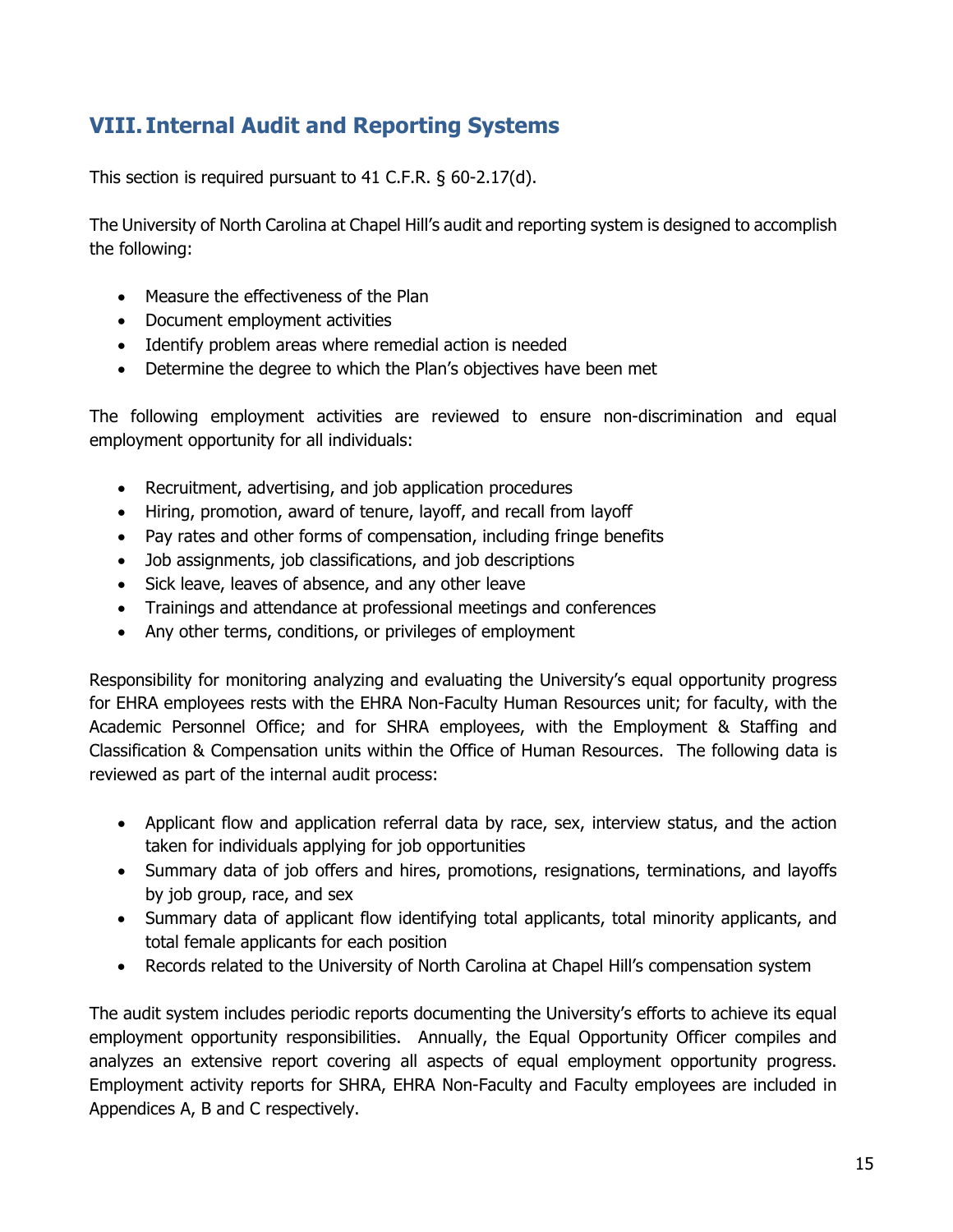## VIII. Internal Audit and Reporting Systems

This section is required pursuant to 41 C.F.R. § 60-2.17(d).

The University of North Carolina at Chapel Hill's audit and reporting system is designed to accomplish the following:

- Measure the effectiveness of the Plan
- Document employment activities
- Identify problem areas where remedial action is needed
- Determine the degree to which the Plan's objectives have been met

The following employment activities are reviewed to ensure non-discrimination and equal employment opportunity for all individuals:

- Recruitment, advertising, and job application procedures
- Hiring, promotion, award of tenure, layoff, and recall from layoff
- Pay rates and other forms of compensation, including fringe benefits
- Job assignments, job classifications, and job descriptions
- Sick leave, leaves of absence, and any other leave
- Trainings and attendance at professional meetings and conferences
- Any other terms, conditions, or privileges of employment

Responsibility for monitoring analyzing and evaluating the University's equal opportunity progress for EHRA employees rests with the EHRA Non-Faculty Human Resources unit; for faculty, with the Academic Personnel Office; and for SHRA employees, with the Employment & Staffing and Classification & Compensation units within the Office of Human Resources. The following data is reviewed as part of the internal audit process:

- Applicant flow and application referral data by race, sex, interview status, and the action taken for individuals applying for job opportunities
- Summary data of job offers and hires, promotions, resignations, terminations, and layoffs by job group, race, and sex
- Summary data of applicant flow identifying total applicants, total minority applicants, and total female applicants for each position
- Records related to the University of North Carolina at Chapel Hill's compensation system

The audit system includes periodic reports documenting the University's efforts to achieve its equal employment opportunity responsibilities. Annually, the Equal Opportunity Officer compiles and analyzes an extensive report covering all aspects of equal employment opportunity progress. Employment activity reports for SHRA, EHRA Non-Faculty and Faculty employees are included in Appendices A, B and C respectively.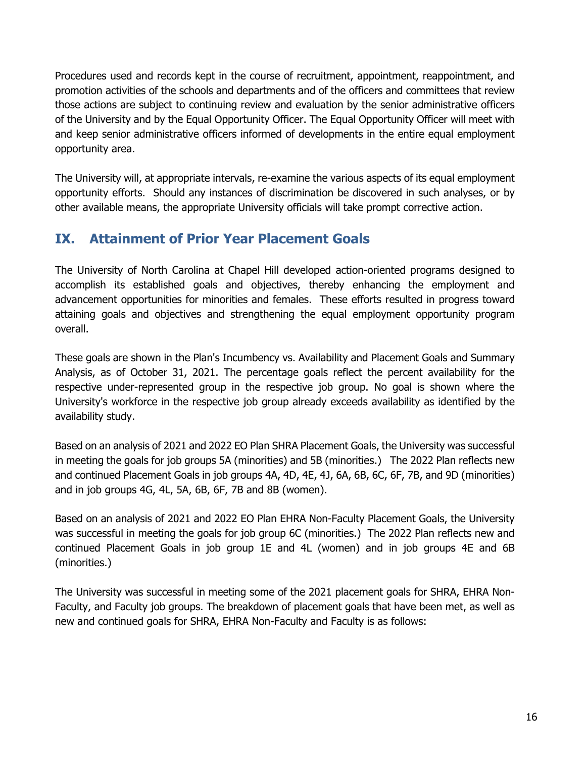Procedures used and records kept in the course of recruitment, appointment, reappointment, and promotion activities of the schools and departments and of the officers and committees that review those actions are subject to continuing review and evaluation by the senior administrative officers of the University and by the Equal Opportunity Officer. The Equal Opportunity Officer will meet with and keep senior administrative officers informed of developments in the entire equal employment opportunity area.

The University will, at appropriate intervals, re-examine the various aspects of its equal employment opportunity efforts. Should any instances of discrimination be discovered in such analyses, or by other available means, the appropriate University officials will take prompt corrective action.

## IX. Attainment of Prior Year Placement Goals

The University of North Carolina at Chapel Hill developed action-oriented programs designed to accomplish its established goals and objectives, thereby enhancing the employment and advancement opportunities for minorities and females. These efforts resulted in progress toward attaining goals and objectives and strengthening the equal employment opportunity program overall.

These goals are shown in the Plan's Incumbency vs. Availability and Placement Goals and Summary Analysis, as of October 31, 2021. The percentage goals reflect the percent availability for the respective under-represented group in the respective job group. No goal is shown where the University's workforce in the respective job group already exceeds availability as identified by the availability study.

Based on an analysis of 2021 and 2022 EO Plan SHRA Placement Goals, the University was successful in meeting the goals for job groups 5A (minorities) and 5B (minorities.) The 2022 Plan reflects new and continued Placement Goals in job groups 4A, 4D, 4E, 4J, 6A, 6B, 6C, 6F, 7B, and 9D (minorities) and in job groups 4G, 4L, 5A, 6B, 6F, 7B and 8B (women).

Based on an analysis of 2021 and 2022 EO Plan EHRA Non-Faculty Placement Goals, the University was successful in meeting the goals for job group 6C (minorities.) The 2022 Plan reflects new and continued Placement Goals in job group 1E and 4L (women) and in job groups 4E and 6B (minorities.)

The University was successful in meeting some of the 2021 placement goals for SHRA, EHRA Non-Faculty, and Faculty job groups. The breakdown of placement goals that have been met, as well as new and continued goals for SHRA, EHRA Non-Faculty and Faculty is as follows: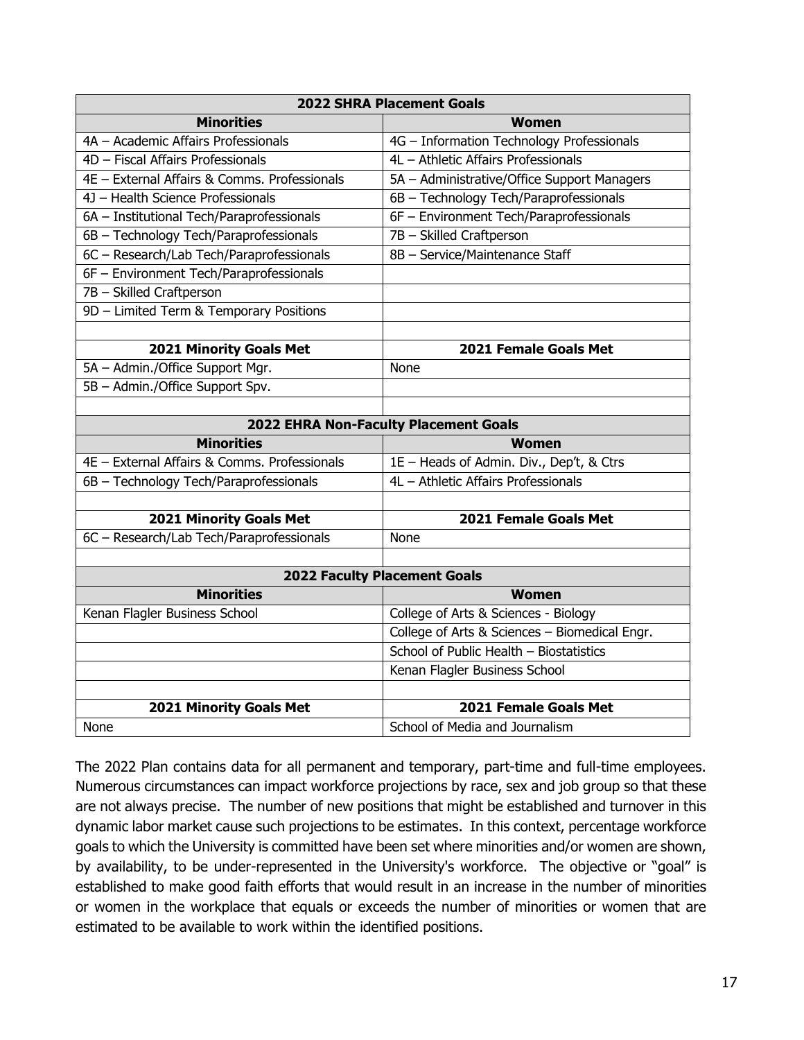| 2022 SHRA Placement Goals | |
|---|---|
| **Minorities** | **Women** |
| 4A – Academic Affairs Professionals | 4G – Information Technology Professionals |
| 4D – Fiscal Affairs Professionals | 4L – Athletic Affairs Professionals |
| 4E – External Affairs & Comms. Professionals | 5A – Administrative/Office Support Managers |
| 4J – Health Science Professionals | 6B – Technology Tech/Paraprofessionals |
| 6A – Institutional Tech/Paraprofessionals | 6F – Environment Tech/Paraprofessionals |
| 6B – Technology Tech/Paraprofessionals | 7B – Skilled Craftperson |
| 6C – Research/Lab Tech/Paraprofessionals | 8B – Service/Maintenance Staff |
| 6F – Environment Tech/Paraprofessionals | |
| 7B – Skilled Craftperson | |
| 9D – Limited Term & Temporary Positions | |
| | |
| **2021 Minority Goals Met** | **2021 Female Goals Met** |
| 5A – Admin./Office Support Mgr. | None |
| 5B – Admin./Office Support Spv. | |
| | |
| **2022 EHRA Non-Faculty Placement Goals** | |
| **Minorities** | **Women** |
| 4E – External Affairs & Comms. Professionals | 1E – Heads of Admin. Div., Dep't, & Ctrs |
| 6B – Technology Tech/Paraprofessionals | 4L – Athletic Affairs Professionals |
| | |
| **2021 Minority Goals Met** | **2021 Female Goals Met** |
| 6C – Research/Lab Tech/Paraprofessionals | None |
| | |
| **2022 Faculty Placement Goals** | |
| **Minorities** | **Women** |
| Kenan Flagler Business School | College of Arts & Sciences - Biology |
| | College of Arts & Sciences – Biomedical Engr. |
| | School of Public Health – Biostatistics |
| | Kenan Flagler Business School |
| | |
| **2021 Minority Goals Met** | **2021 Female Goals Met** |
| None | School of Media and Journalism |

The 2022 Plan contains data for all permanent and temporary, part-time and full-time employees. Numerous circumstances can impact workforce projections by race, sex and job group so that these are not always precise. The number of new positions that might be established and turnover in this dynamic labor market cause such projections to be estimates. In this context, percentage workforce goals to which the University is committed have been set where minorities and/or women are shown, by availability, to be under-represented in the University's workforce. The objective or "goal" is established to make good faith efforts that would result in an increase in the number of minorities or women in the workplace that equals or exceeds the number of minorities or women that are estimated to be available to work within the identified positions.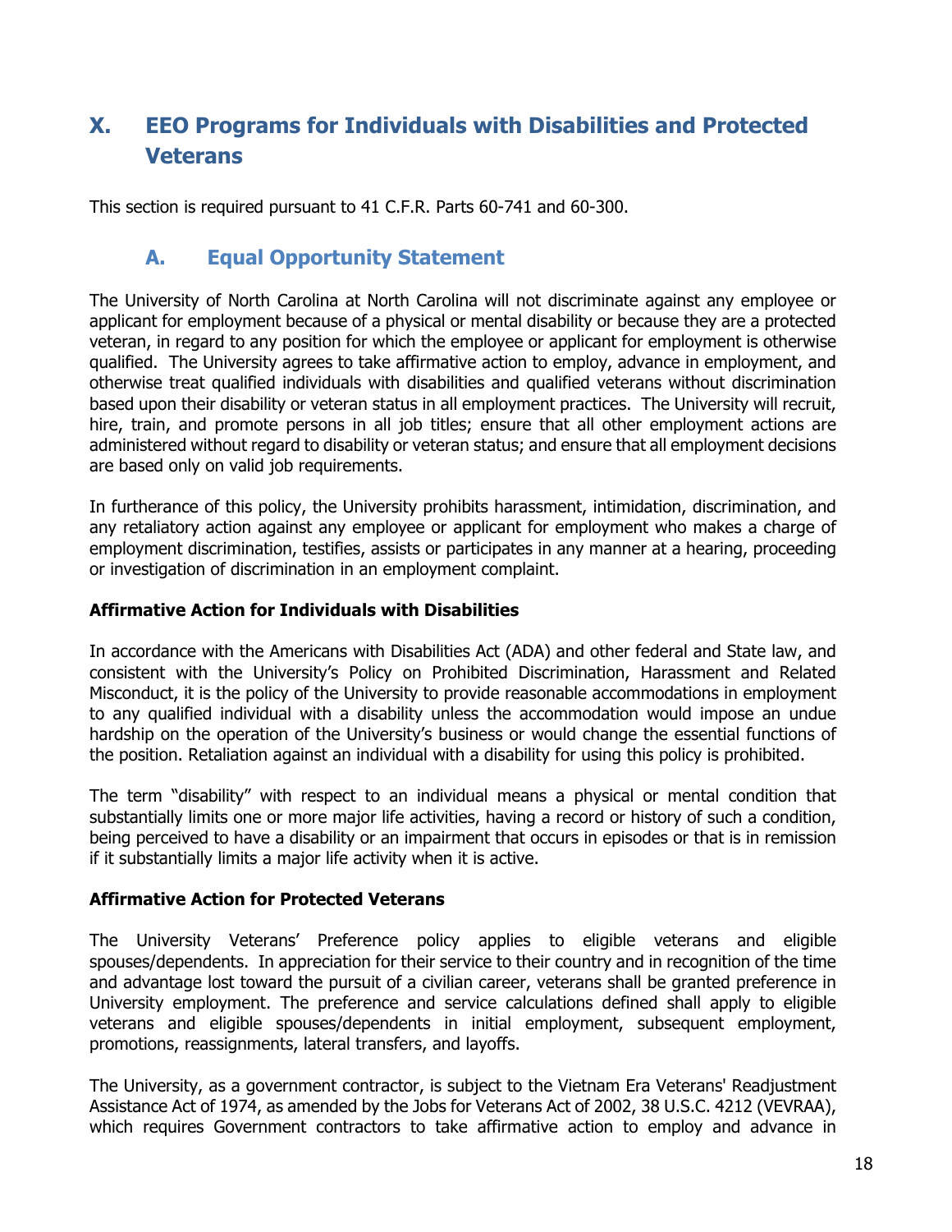# X. EEO Programs for Individuals with Disabilities and Protected Veterans

This section is required pursuant to 41 C.F.R. Parts 60-741 and 60-300.

## A. Equal Opportunity Statement

The University of North Carolina at North Carolina will not discriminate against any employee or applicant for employment because of a physical or mental disability or because they are a protected veteran, in regard to any position for which the employee or applicant for employment is otherwise qualified. The University agrees to take affirmative action to employ, advance in employment, and otherwise treat qualified individuals with disabilities and qualified veterans without discrimination based upon their disability or veteran status in all employment practices. The University will recruit, hire, train, and promote persons in all job titles; ensure that all other employment actions are administered without regard to disability or veteran status; and ensure that all employment decisions are based only on valid job requirements.

In furtherance of this policy, the University prohibits harassment, intimidation, discrimination, and any retaliatory action against any employee or applicant for employment who makes a charge of employment discrimination, testifies, assists or participates in any manner at a hearing, proceeding or investigation of discrimination in an employment complaint.

**Affirmative Action for Individuals with Disabilities**

In accordance with the Americans with Disabilities Act (ADA) and other federal and State law, and consistent with the University's Policy on Prohibited Discrimination, Harassment and Related Misconduct, it is the policy of the University to provide reasonable accommodations in employment to any qualified individual with a disability unless the accommodation would impose an undue hardship on the operation of the University's business or would change the essential functions of the position. Retaliation against an individual with a disability for using this policy is prohibited.

The term "disability" with respect to an individual means a physical or mental condition that substantially limits one or more major life activities, having a record or history of such a condition, being perceived to have a disability or an impairment that occurs in episodes or that is in remission if it substantially limits a major life activity when it is active.

**Affirmative Action for Protected Veterans**

The University Veterans' Preference policy applies to eligible veterans and eligible spouses/dependents. In appreciation for their service to their country and in recognition of the time and advantage lost toward the pursuit of a civilian career, veterans shall be granted preference in University employment. The preference and service calculations defined shall apply to eligible veterans and eligible spouses/dependents in initial employment, subsequent employment, promotions, reassignments, lateral transfers, and layoffs.

The University, as a government contractor, is subject to the Vietnam Era Veterans' Readjustment Assistance Act of 1974, as amended by the Jobs for Veterans Act of 2002, 38 U.S.C. 4212 (VEVRAA), which requires Government contractors to take affirmative action to employ and advance in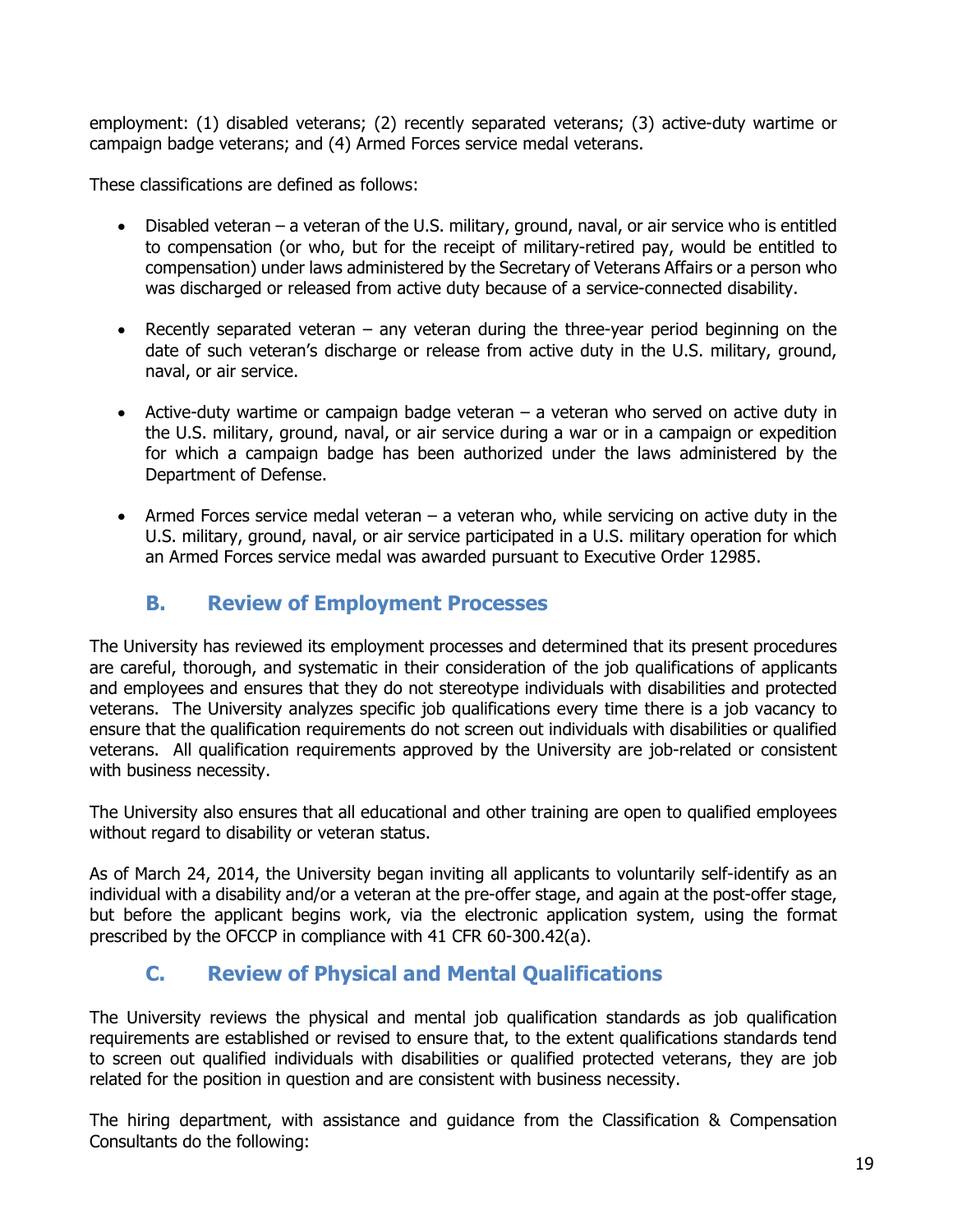employment: (1) disabled veterans; (2) recently separated veterans; (3) active-duty wartime or campaign badge veterans; and (4) Armed Forces service medal veterans.

These classifications are defined as follows:

- Disabled veteran – a veteran of the U.S. military, ground, naval, or air service who is entitled to compensation (or who, but for the receipt of military-retired pay, would be entitled to compensation) under laws administered by the Secretary of Veterans Affairs or a person who was discharged or released from active duty because of a service-connected disability.

- Recently separated veteran – any veteran during the three-year period beginning on the date of such veteran's discharge or release from active duty in the U.S. military, ground, naval, or air service.

- Active-duty wartime or campaign badge veteran – a veteran who served on active duty in the U.S. military, ground, naval, or air service during a war or in a campaign or expedition for which a campaign badge has been authorized under the laws administered by the Department of Defense.

- Armed Forces service medal veteran – a veteran who, while servicing on active duty in the U.S. military, ground, naval, or air service participated in a U.S. military operation for which an Armed Forces service medal was awarded pursuant to Executive Order 12985.

## B. Review of Employment Processes

The University has reviewed its employment processes and determined that its present procedures are careful, thorough, and systematic in their consideration of the job qualifications of applicants and employees and ensures that they do not stereotype individuals with disabilities and protected veterans. The University analyzes specific job qualifications every time there is a job vacancy to ensure that the qualification requirements do not screen out individuals with disabilities or qualified veterans. All qualification requirements approved by the University are job-related or consistent with business necessity.

The University also ensures that all educational and other training are open to qualified employees without regard to disability or veteran status.

As of March 24, 2014, the University began inviting all applicants to voluntarily self-identify as an individual with a disability and/or a veteran at the pre-offer stage, and again at the post-offer stage, but before the applicant begins work, via the electronic application system, using the format prescribed by the OFCCP in compliance with 41 CFR 60-300.42(a).

## C. Review of Physical and Mental Qualifications

The University reviews the physical and mental job qualification standards as job qualification requirements are established or revised to ensure that, to the extent qualifications standards tend to screen out qualified individuals with disabilities or qualified protected veterans, they are job related for the position in question and are consistent with business necessity.

The hiring department, with assistance and guidance from the Classification & Compensation Consultants do the following: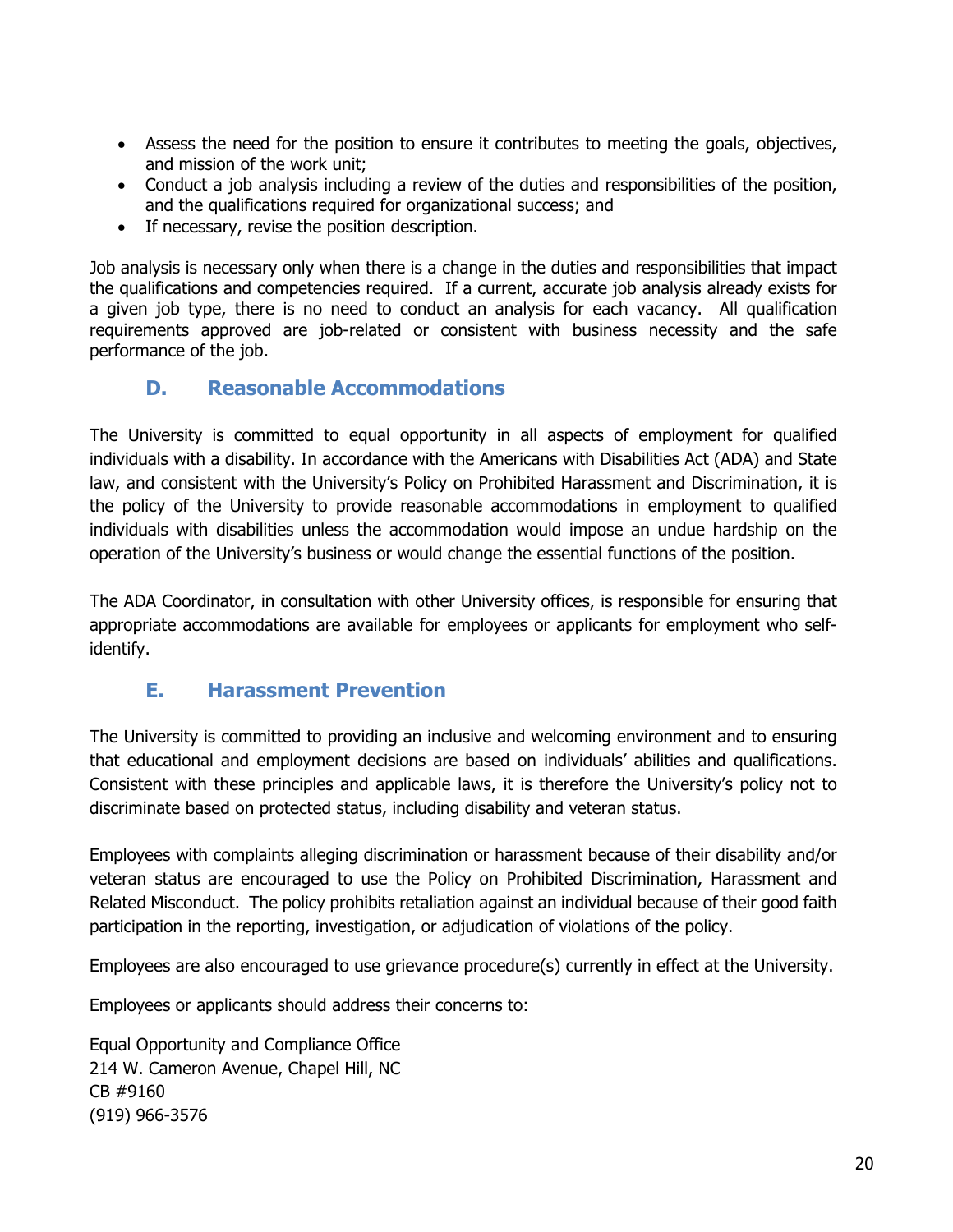- Assess the need for the position to ensure it contributes to meeting the goals, objectives, and mission of the work unit;
- Conduct a job analysis including a review of the duties and responsibilities of the position, and the qualifications required for organizational success; and
- If necessary, revise the position description.

Job analysis is necessary only when there is a change in the duties and responsibilities that impact the qualifications and competencies required. If a current, accurate job analysis already exists for a given job type, there is no need to conduct an analysis for each vacancy. All qualification requirements approved are job-related or consistent with business necessity and the safe performance of the job.

## D. Reasonable Accommodations

The University is committed to equal opportunity in all aspects of employment for qualified individuals with a disability. In accordance with the Americans with Disabilities Act (ADA) and State law, and consistent with the University's Policy on Prohibited Harassment and Discrimination, it is the policy of the University to provide reasonable accommodations in employment to qualified individuals with disabilities unless the accommodation would impose an undue hardship on the operation of the University's business or would change the essential functions of the position.

The ADA Coordinator, in consultation with other University offices, is responsible for ensuring that appropriate accommodations are available for employees or applicants for employment who self-identify.

## E. Harassment Prevention

The University is committed to providing an inclusive and welcoming environment and to ensuring that educational and employment decisions are based on individuals' abilities and qualifications. Consistent with these principles and applicable laws, it is therefore the University's policy not to discriminate based on protected status, including disability and veteran status.

Employees with complaints alleging discrimination or harassment because of their disability and/or veteran status are encouraged to use the Policy on Prohibited Discrimination, Harassment and Related Misconduct. The policy prohibits retaliation against an individual because of their good faith participation in the reporting, investigation, or adjudication of violations of the policy.

Employees are also encouraged to use grievance procedure(s) currently in effect at the University.

Employees or applicants should address their concerns to:

Equal Opportunity and Compliance Office
214 W. Cameron Avenue, Chapel Hill, NC
CB #9160
(919) 966-3576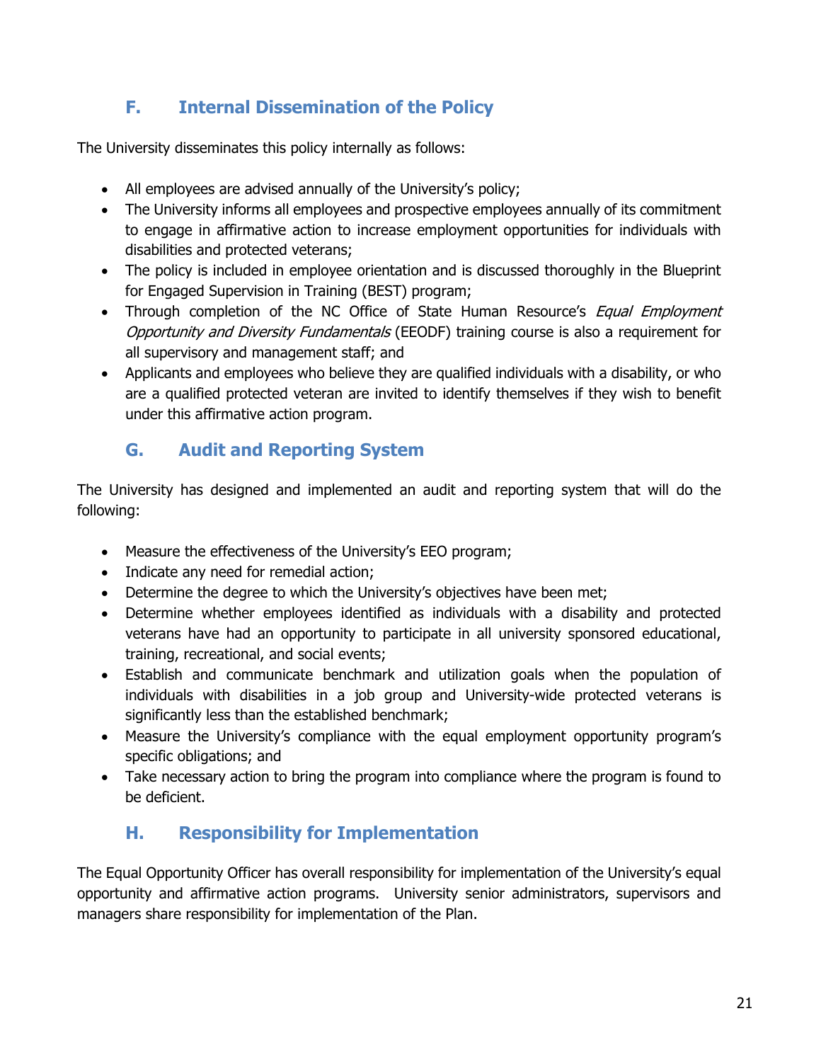## F. Internal Dissemination of the Policy

The University disseminates this policy internally as follows:

- All employees are advised annually of the University's policy;
- The University informs all employees and prospective employees annually of its commitment to engage in affirmative action to increase employment opportunities for individuals with disabilities and protected veterans;
- The policy is included in employee orientation and is discussed thoroughly in the Blueprint for Engaged Supervision in Training (BEST) program;
- Through completion of the NC Office of State Human Resource's *Equal Employment Opportunity and Diversity Fundamentals* (EEODF) training course is also a requirement for all supervisory and management staff; and
- Applicants and employees who believe they are qualified individuals with a disability, or who are a qualified protected veteran are invited to identify themselves if they wish to benefit under this affirmative action program.

## G. Audit and Reporting System

The University has designed and implemented an audit and reporting system that will do the following:

- Measure the effectiveness of the University's EEO program;
- Indicate any need for remedial action;
- Determine the degree to which the University's objectives have been met;
- Determine whether employees identified as individuals with a disability and protected veterans have had an opportunity to participate in all university sponsored educational, training, recreational, and social events;
- Establish and communicate benchmark and utilization goals when the population of individuals with disabilities in a job group and University-wide protected veterans is significantly less than the established benchmark;
- Measure the University's compliance with the equal employment opportunity program's specific obligations; and
- Take necessary action to bring the program into compliance where the program is found to be deficient.

## H. Responsibility for Implementation

The Equal Opportunity Officer has overall responsibility for implementation of the University's equal opportunity and affirmative action programs. University senior administrators, supervisors and managers share responsibility for implementation of the Plan.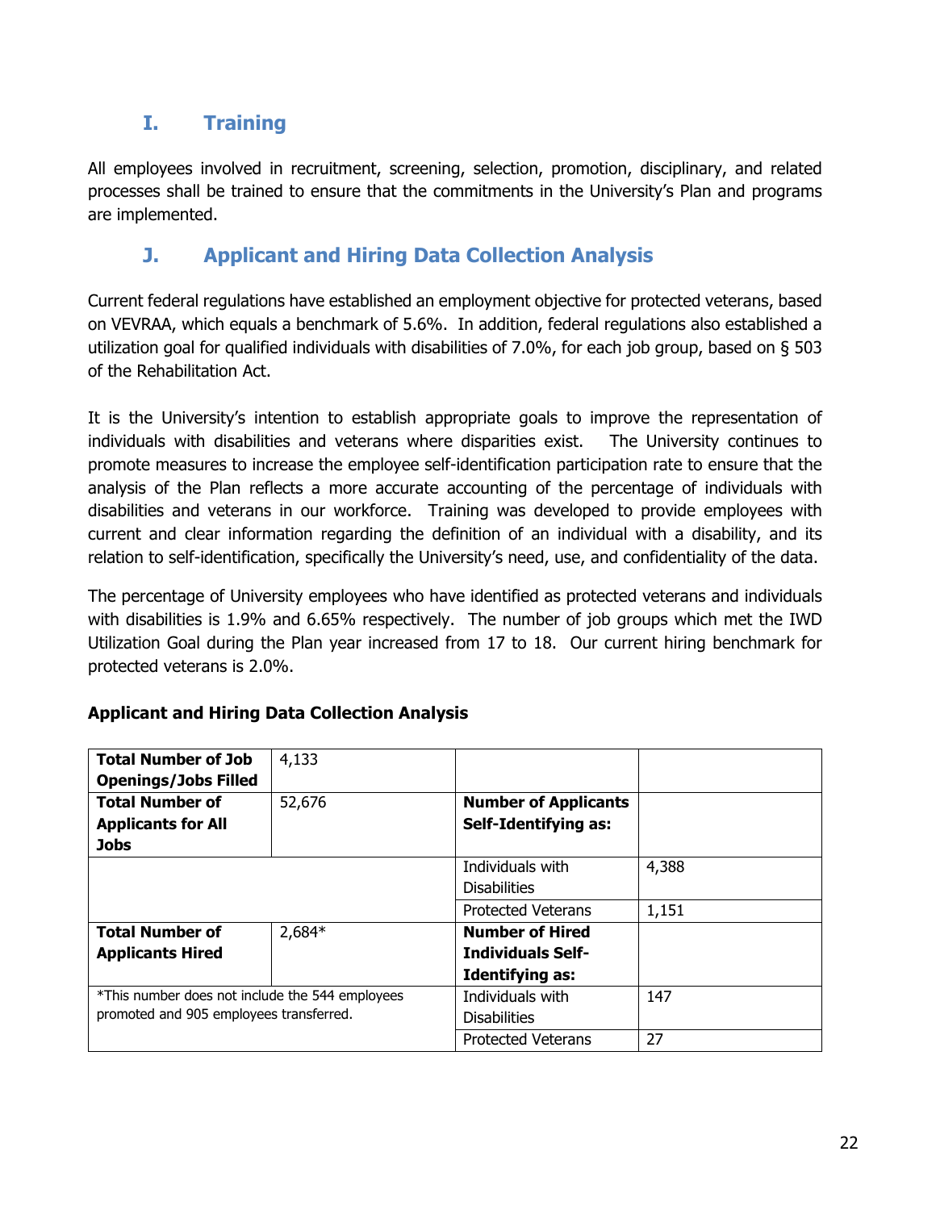## I. Training

All employees involved in recruitment, screening, selection, promotion, disciplinary, and related processes shall be trained to ensure that the commitments in the University's Plan and programs are implemented.

## J. Applicant and Hiring Data Collection Analysis

Current federal regulations have established an employment objective for protected veterans, based on VEVRAA, which equals a benchmark of 5.6%. In addition, federal regulations also established a utilization goal for qualified individuals with disabilities of 7.0%, for each job group, based on § 503 of the Rehabilitation Act.

It is the University's intention to establish appropriate goals to improve the representation of individuals with disabilities and veterans where disparities exist. The University continues to promote measures to increase the employee self-identification participation rate to ensure that the analysis of the Plan reflects a more accurate accounting of the percentage of individuals with disabilities and veterans in our workforce. Training was developed to provide employees with current and clear information regarding the definition of an individual with a disability, and its relation to self-identification, specifically the University's need, use, and confidentiality of the data.

The percentage of University employees who have identified as protected veterans and individuals with disabilities is 1.9% and 6.65% respectively. The number of job groups which met the IWD Utilization Goal during the Plan year increased from 17 to 18. Our current hiring benchmark for protected veterans is 2.0%.

**Applicant and Hiring Data Collection Analysis**

| **Total Number of Job Openings/Jobs Filled** | 4,133 | | |
|---|---|---|---|
| **Total Number of Applicants for All Jobs** | 52,676 | **Number of Applicants Self-Identifying as:** | |
| | | Individuals with Disabilities | 4,388 |
| | | Protected Veterans | 1,151 |
| **Total Number of Applicants Hired** | 2,684* | **Number of Hired Individuals Self-Identifying as:** | |
| *This number does not include the 544 employees promoted and 905 employees transferred. | | Individuals with Disabilities | 147 |
| | | Protected Veterans | 27 |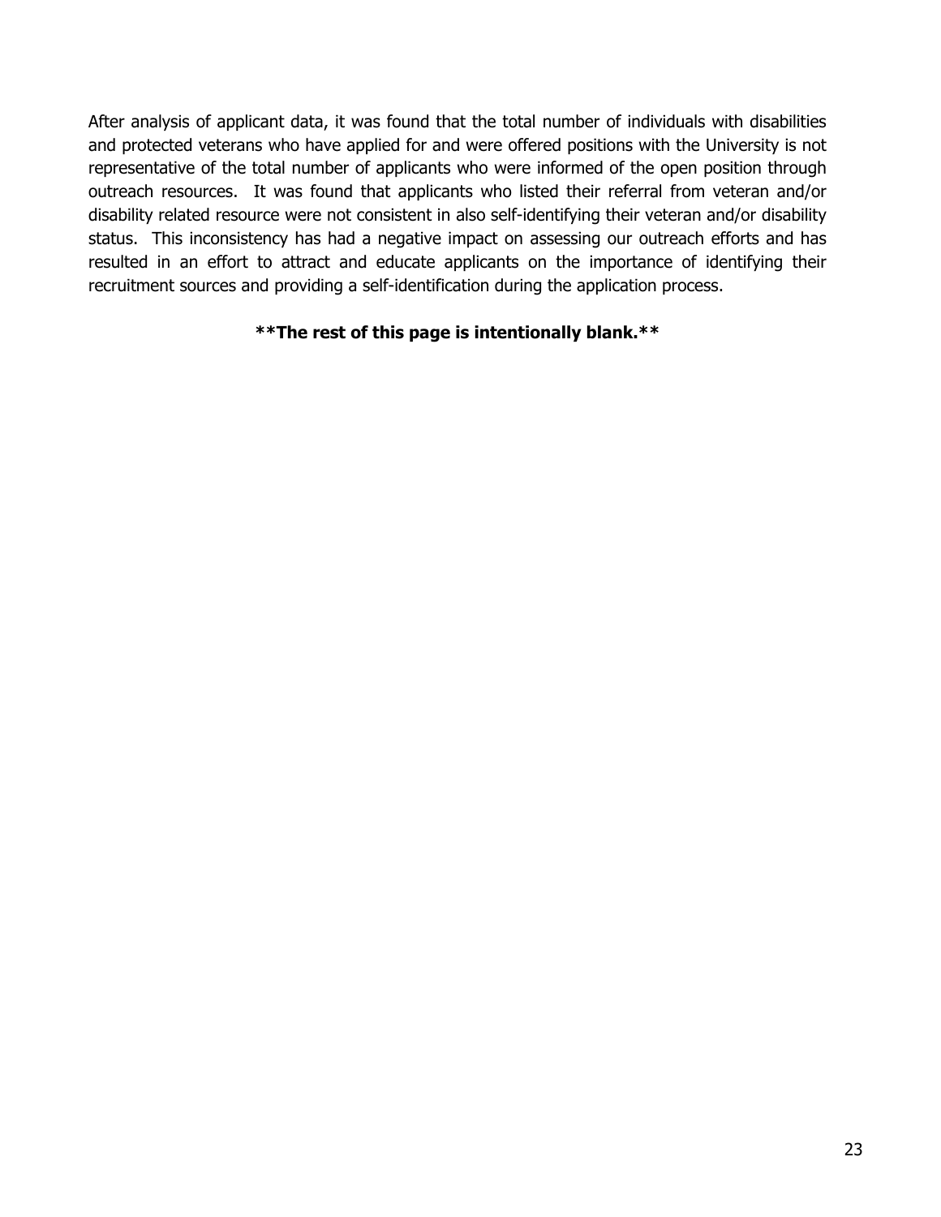After analysis of applicant data, it was found that the total number of individuals with disabilities and protected veterans who have applied for and were offered positions with the University is not representative of the total number of applicants who were informed of the open position through outreach resources. It was found that applicants who listed their referral from veteran and/or disability related resource were not consistent in also self-identifying their veteran and/or disability status. This inconsistency has had a negative impact on assessing our outreach efforts and has resulted in an effort to attract and educate applicants on the importance of identifying their recruitment sources and providing a self-identification during the application process.

**\*\*The rest of this page is intentionally blank.\*\***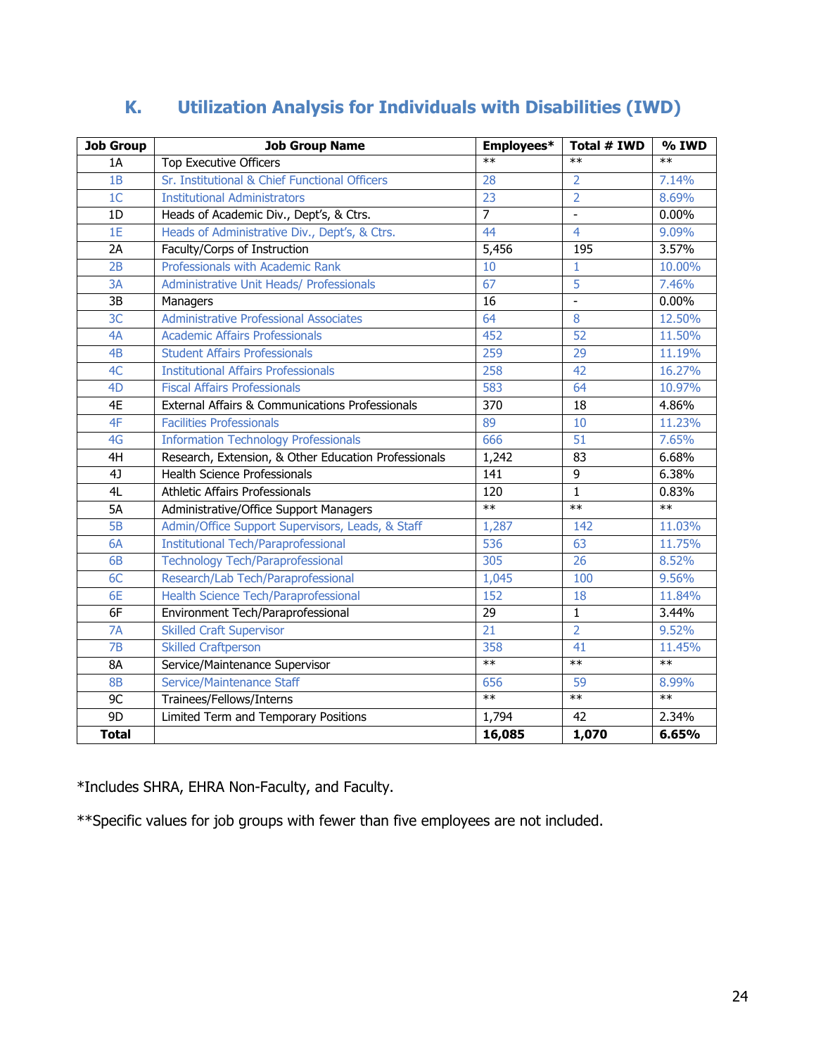## K. Utilization Analysis for Individuals with Disabilities (IWD)

| Job Group | Job Group Name | Employees* | Total # IWD | % IWD |
|---|---|---|---|---|
| 1A | Top Executive Officers | ** | ** | ** |
| 1B | Sr. Institutional & Chief Functional Officers | 28 | 2 | 7.14% |
| 1C | Institutional Administrators | 23 | 2 | 8.69% |
| 1D | Heads of Academic Div., Dept's, & Ctrs. | 7 | - | 0.00% |
| 1E | Heads of Administrative Div., Dept's, & Ctrs. | 44 | 4 | 9.09% |
| 2A | Faculty/Corps of Instruction | 5,456 | 195 | 3.57% |
| 2B | Professionals with Academic Rank | 10 | 1 | 10.00% |
| 3A | Administrative Unit Heads/ Professionals | 67 | 5 | 7.46% |
| 3B | Managers | 16 | - | 0.00% |
| 3C | Administrative Professional Associates | 64 | 8 | 12.50% |
| 4A | Academic Affairs Professionals | 452 | 52 | 11.50% |
| 4B | Student Affairs Professionals | 259 | 29 | 11.19% |
| 4C | Institutional Affairs Professionals | 258 | 42 | 16.27% |
| 4D | Fiscal Affairs Professionals | 583 | 64 | 10.97% |
| 4E | External Affairs & Communications Professionals | 370 | 18 | 4.86% |
| 4F | Facilities Professionals | 89 | 10 | 11.23% |
| 4G | Information Technology Professionals | 666 | 51 | 7.65% |
| 4H | Research, Extension, & Other Education Professionals | 1,242 | 83 | 6.68% |
| 4J | Health Science Professionals | 141 | 9 | 6.38% |
| 4L | Athletic Affairs Professionals | 120 | 1 | 0.83% |
| 5A | Administrative/Office Support Managers | ** | ** | ** |
| 5B | Admin/Office Support Supervisors, Leads, & Staff | 1,287 | 142 | 11.03% |
| 6A | Institutional Tech/Paraprofessional | 536 | 63 | 11.75% |
| 6B | Technology Tech/Paraprofessional | 305 | 26 | 8.52% |
| 6C | Research/Lab Tech/Paraprofessional | 1,045 | 100 | 9.56% |
| 6E | Health Science Tech/Paraprofessional | 152 | 18 | 11.84% |
| 6F | Environment Tech/Paraprofessional | 29 | 1 | 3.44% |
| 7A | Skilled Craft Supervisor | 21 | 2 | 9.52% |
| 7B | Skilled Craftperson | 358 | 41 | 11.45% |
| 8A | Service/Maintenance Supervisor | ** | ** | ** |
| 8B | Service/Maintenance Staff | 656 | 59 | 8.99% |
| 9C | Trainees/Fellows/Interns | ** | ** | ** |
| 9D | Limited Term and Temporary Positions | 1,794 | 42 | 2.34% |
| **Total** | | **16,085** | **1,070** | **6.65%** |

*Includes SHRA, EHRA Non-Faculty, and Faculty.

**Specific values for job groups with fewer than five employees are not included.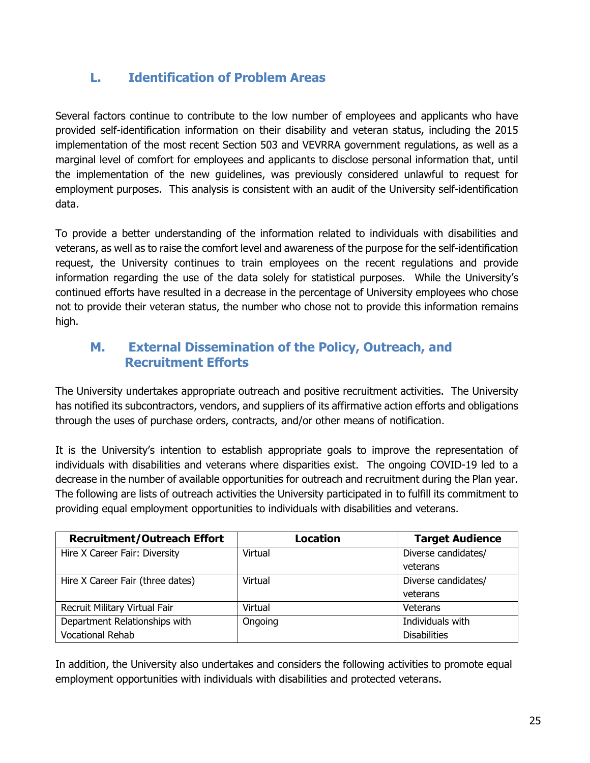## L. Identification of Problem Areas

Several factors continue to contribute to the low number of employees and applicants who have provided self-identification information on their disability and veteran status, including the 2015 implementation of the most recent Section 503 and VEVRRA government regulations, as well as a marginal level of comfort for employees and applicants to disclose personal information that, until the implementation of the new guidelines, was previously considered unlawful to request for employment purposes. This analysis is consistent with an audit of the University self-identification data.

To provide a better understanding of the information related to individuals with disabilities and veterans, as well as to raise the comfort level and awareness of the purpose for the self-identification request, the University continues to train employees on the recent regulations and provide information regarding the use of the data solely for statistical purposes. While the University's continued efforts have resulted in a decrease in the percentage of University employees who chose not to provide their veteran status, the number who chose not to provide this information remains high.

## M. External Dissemination of the Policy, Outreach, and Recruitment Efforts

The University undertakes appropriate outreach and positive recruitment activities. The University has notified its subcontractors, vendors, and suppliers of its affirmative action efforts and obligations through the uses of purchase orders, contracts, and/or other means of notification.

It is the University's intention to establish appropriate goals to improve the representation of individuals with disabilities and veterans where disparities exist. The ongoing COVID-19 led to a decrease in the number of available opportunities for outreach and recruitment during the Plan year. The following are lists of outreach activities the University participated in to fulfill its commitment to providing equal employment opportunities to individuals with disabilities and veterans.

| Recruitment/Outreach Effort | Location | Target Audience |
|---|---|---|
| Hire X Career Fair: Diversity | Virtual | Diverse candidates/ veterans |
| Hire X Career Fair (three dates) | Virtual | Diverse candidates/ veterans |
| Recruit Military Virtual Fair | Virtual | Veterans |
| Department Relationships with Vocational Rehab | Ongoing | Individuals with Disabilities |

In addition, the University also undertakes and considers the following activities to promote equal employment opportunities with individuals with disabilities and protected veterans.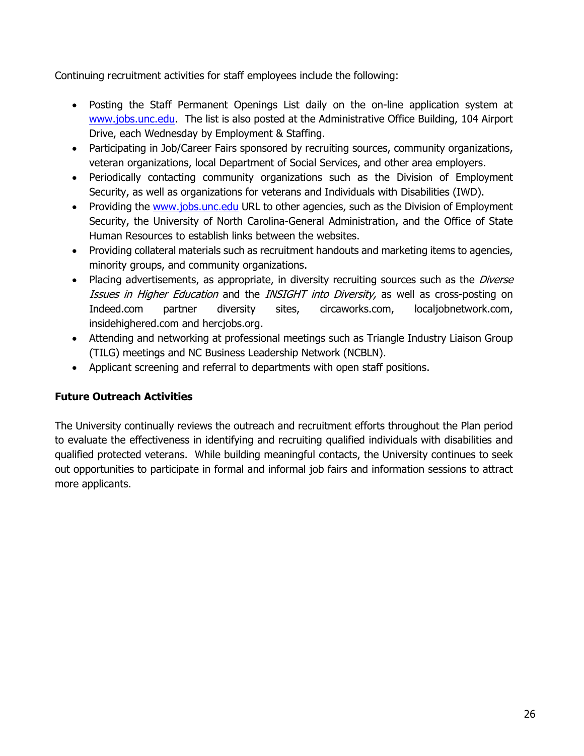Continuing recruitment activities for staff employees include the following:

- Posting the Staff Permanent Openings List daily on the on-line application system at [www.jobs.unc.edu](www.jobs.unc.edu). The list is also posted at the Administrative Office Building, 104 Airport Drive, each Wednesday by Employment & Staffing.
- Participating in Job/Career Fairs sponsored by recruiting sources, community organizations, veteran organizations, local Department of Social Services, and other area employers.
- Periodically contacting community organizations such as the Division of Employment Security, as well as organizations for veterans and Individuals with Disabilities (IWD).
- Providing the [www.jobs.unc.edu](www.jobs.unc.edu) URL to other agencies, such as the Division of Employment Security, the University of North Carolina-General Administration, and the Office of State Human Resources to establish links between the websites.
- Providing collateral materials such as recruitment handouts and marketing items to agencies, minority groups, and community organizations.
- Placing advertisements, as appropriate, in diversity recruiting sources such as the *Diverse Issues in Higher Education* and the *INSIGHT into Diversity,* as well as cross-posting on Indeed.com partner diversity sites, circaworks.com, localjobnetwork.com, insidehighered.com and hercjobs.org.
- Attending and networking at professional meetings such as Triangle Industry Liaison Group (TILG) meetings and NC Business Leadership Network (NCBLN).
- Applicant screening and referral to departments with open staff positions.

**Future Outreach Activities**

The University continually reviews the outreach and recruitment efforts throughout the Plan period to evaluate the effectiveness in identifying and recruiting qualified individuals with disabilities and qualified protected veterans. While building meaningful contacts, the University continues to seek out opportunities to participate in formal and informal job fairs and information sessions to attract more applicants.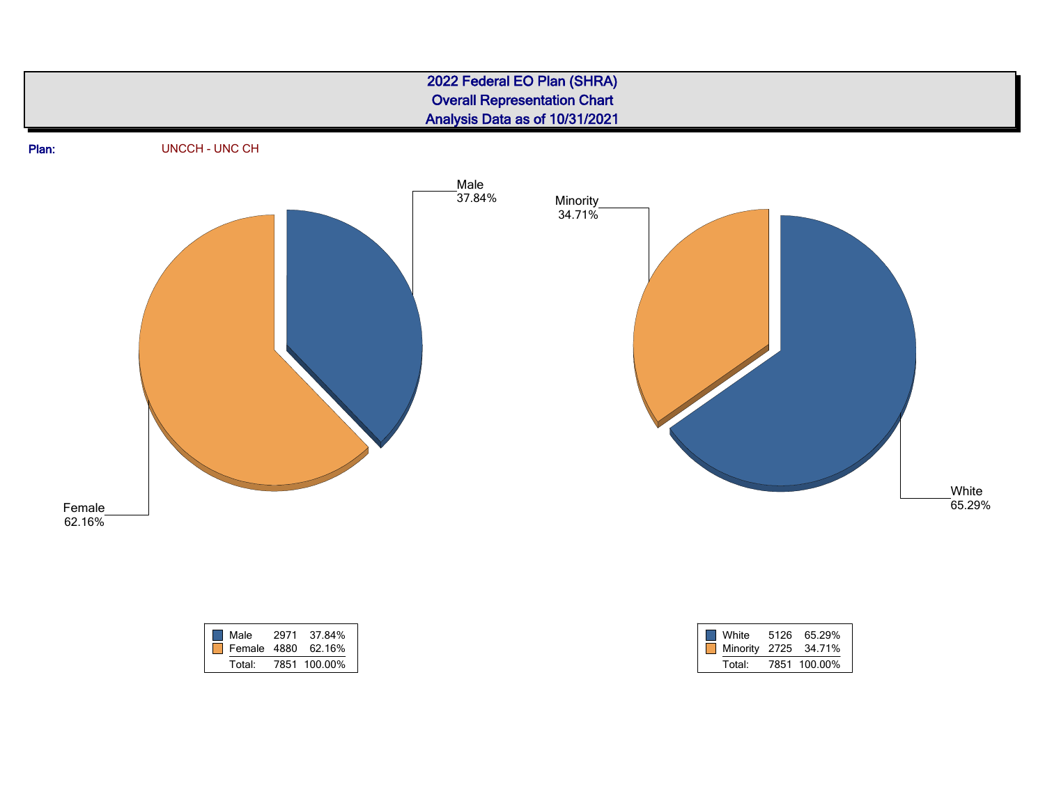# 2022 Federal EO Plan (SHRA)
## Overall Representation Chart
## Analysis Data as of 10/31/2021

**Plan:** UNCCH - UNC CH

Male 37.84%

Female 62.16%

Minority 34.71%

White 65.29%

| | | |
|---|---|---|
| Male | 2971 | 37.84% |
| Female | 4880 | 62.16% |
| Total: | 7851 | 100.00% |

| | | |
|---|---|---|
| White | 5126 | 65.29% |
| Minority | 2725 | 34.71% |
| Total: | 7851 | 100.00% |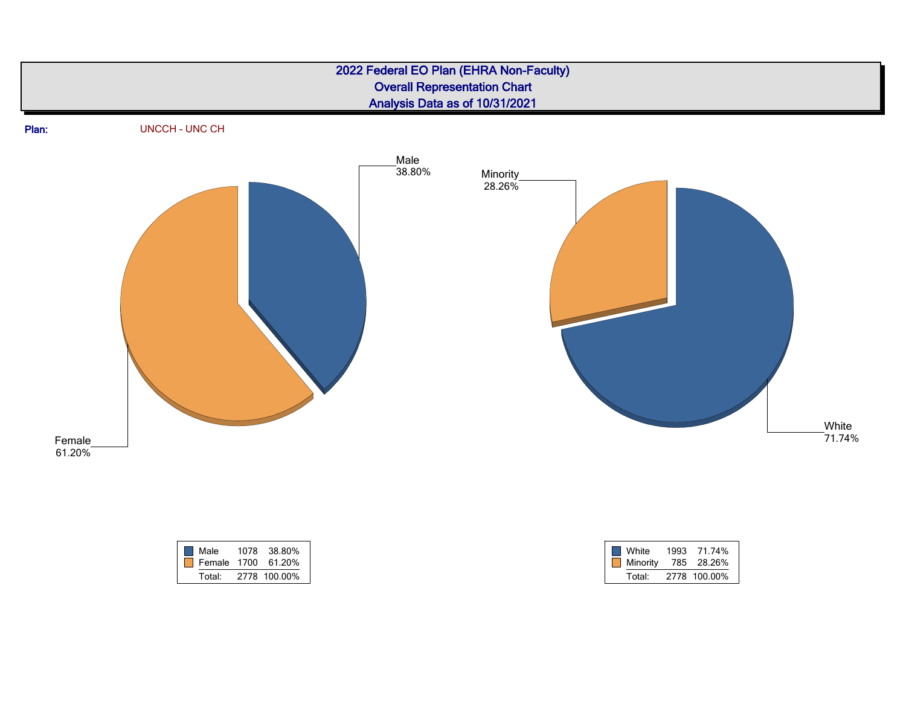# 2022 Federal EO Plan (EHRA Non-Faculty)
## Overall Representation Chart
## Analysis Data as of 10/31/2021

**Plan:** UNCCH - UNC CH

Male 38.80%

Female 61.20%

Minority 28.26%

White 71.74%

| | | |
|---|---|---|
| Male | 1078 | 38.80% |
| Female | 1700 | 61.20% |
| Total: | 2778 | 100.00% |

| | | |
|---|---|---|
| White | 1993 | 71.74% |
| Minority | 785 | 28.26% |
| Total: | 2778 | 100.00% |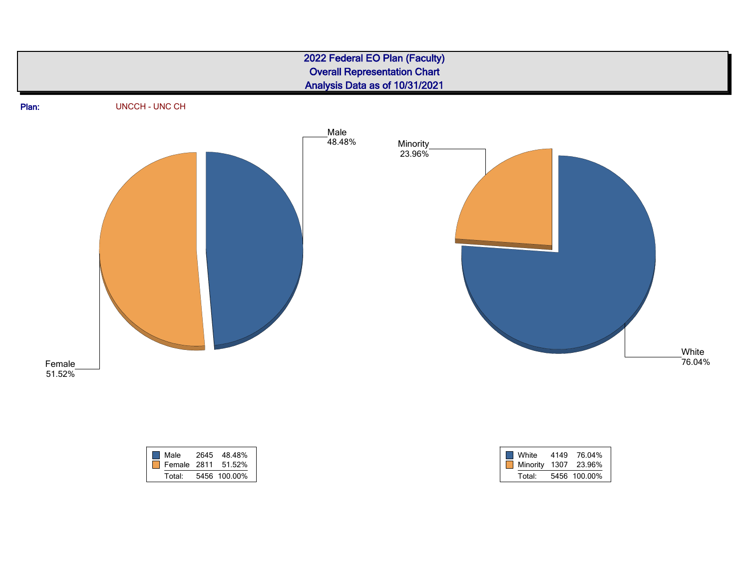# 2022 Federal EO Plan (Faculty)
## Overall Representation Chart
## Analysis Data as of 10/31/2021

**Plan:** UNCCH - UNC CH

Male
48.48%

Female
51.52%

Minority
23.96%

White
76.04%

| | | |
|---|---|---|
| Male | 2645 | 48.48% |
| Female | 2811 | 51.52% |
| Total: | 5456 | 100.00% |

| | | |
|---|---|---|
| White | 4149 | 76.04% |
| Minority | 1307 | 23.96% |
| Total: | 5456 | 100.00% |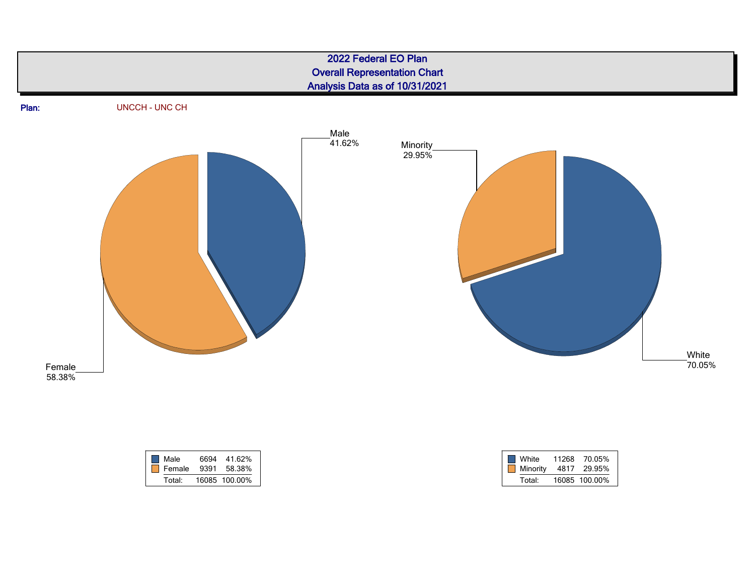# 2022 Federal EO Plan
## Overall Representation Chart
## Analysis Data as of 10/31/2021

**Plan:** UNCCH - UNC CH

Male
41.62%

Female
58.38%

Minority
29.95%

White
70.05%

Male 6694 41.62%
Female 9391 58.38%
Total: 16085 100.00%

White 11268 70.05%
Minority 4817 29.95%
Total: 16085 100.00%